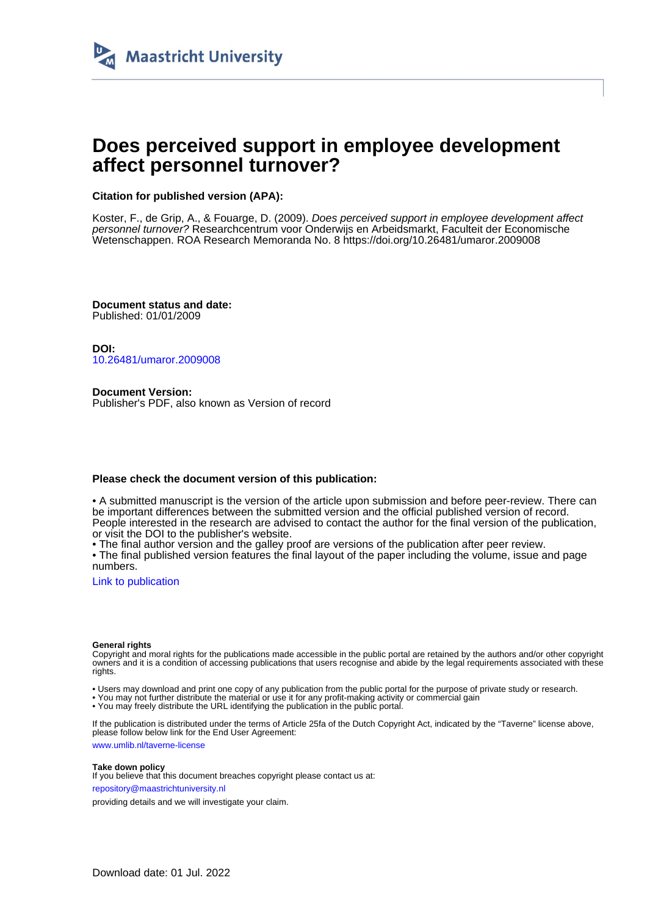# Does perceived support in employee development affect personnel turnover?

**Citation for published version (APA):**

Koster, F., de Grip, A., & Fouarge, D. (2009). *Does perceived support in employee development affect personnel turnover?* Researchcentrum voor Onderwijs en Arbeidsmarkt, Faculteit der Economische Wetenschappen. ROA Research Memoranda No. 8 https://doi.org/10.26481/umaror.2009008

**Document status and date:**
Published: 01/01/2009

**DOI:**
10.26481/umaror.2009008

**Document Version:**
Publisher's PDF, also known as Version of record

**Please check the document version of this publication:**

• A submitted manuscript is the version of the article upon submission and before peer-review. There can be important differences between the submitted version and the official published version of record. People interested in the research are advised to contact the author for the final version of the publication, or visit the DOI to the publisher's website.
• The final author version and the galley proof are versions of the publication after peer review.
• The final published version features the final layout of the paper including the volume, issue and page numbers.

Link to publication

**General rights**
Copyright and moral rights for the publications made accessible in the public portal are retained by the authors and/or other copyright owners and it is a condition of accessing publications that users recognise and abide by the legal requirements associated with these rights.

• Users may download and print one copy of any publication from the public portal for the purpose of private study or research.
• You may not further distribute the material or use it for any profit-making activity or commercial gain
• You may freely distribute the URL identifying the publication in the public portal.

If the publication is distributed under the terms of Article 25fa of the Dutch Copyright Act, indicated by the "Taverne" license above, please follow below link for the End User Agreement:

www.umlib.nl/taverne-license

**Take down policy**
If you believe that this document breaches copyright please contact us at:

repository@maastrichtuniversity.nl

providing details and we will investigate your claim.

Download date: 01 Jul. 2022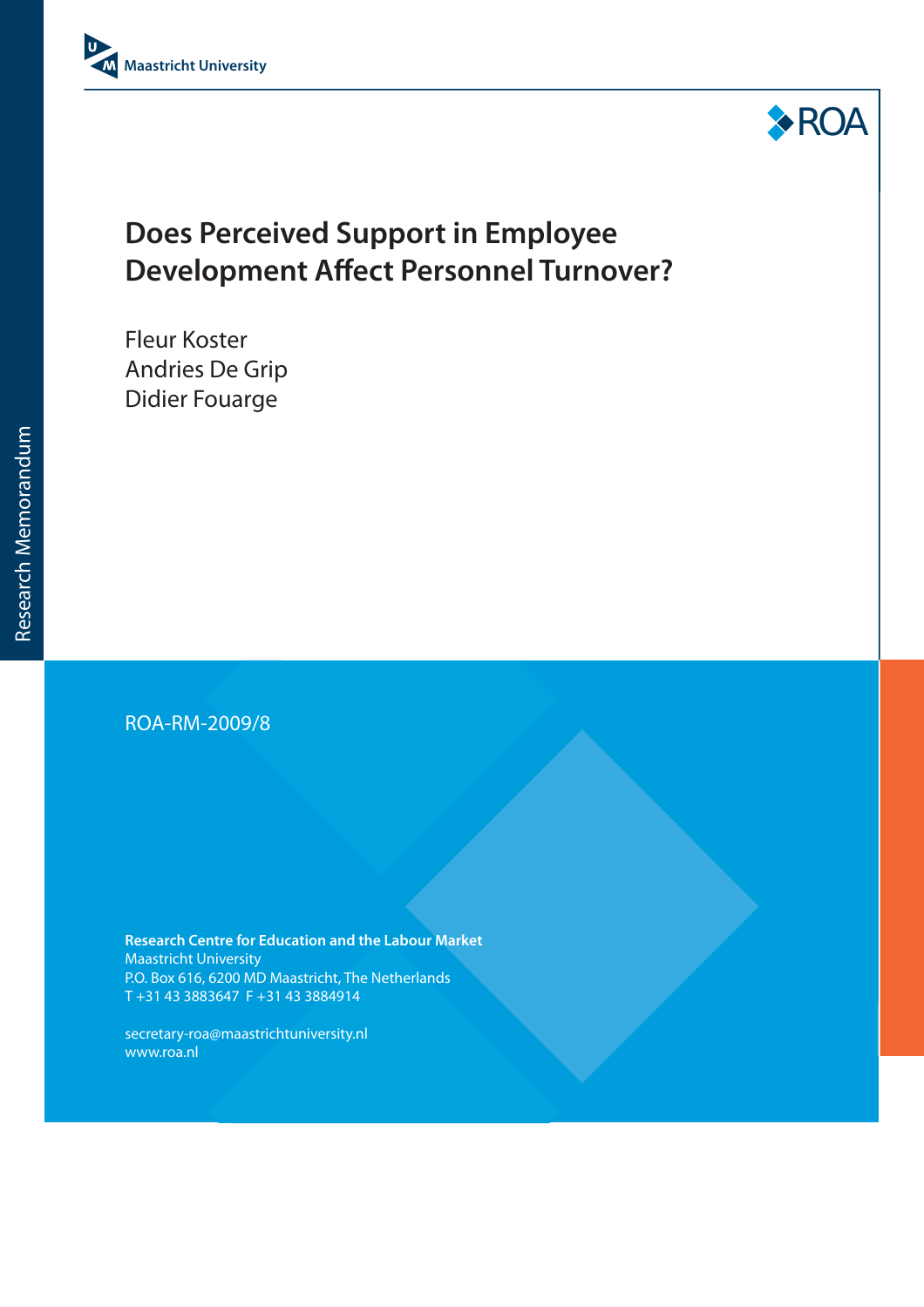Maastricht University

ROA

Research Memorandum

# Does Perceived Support in Employee Development Affect Personnel Turnover?

Fleur Koster
Andries De Grip
Didier Fouarge

ROA-RM-2009/8

**Research Centre for Education and the Labour Market**
Maastricht University
P.O. Box 616, 6200 MD Maastricht, The Netherlands
T +31 43 3883647 F +31 43 3884914

secretary-roa@maastrichtuniversity.nl
www.roa.nl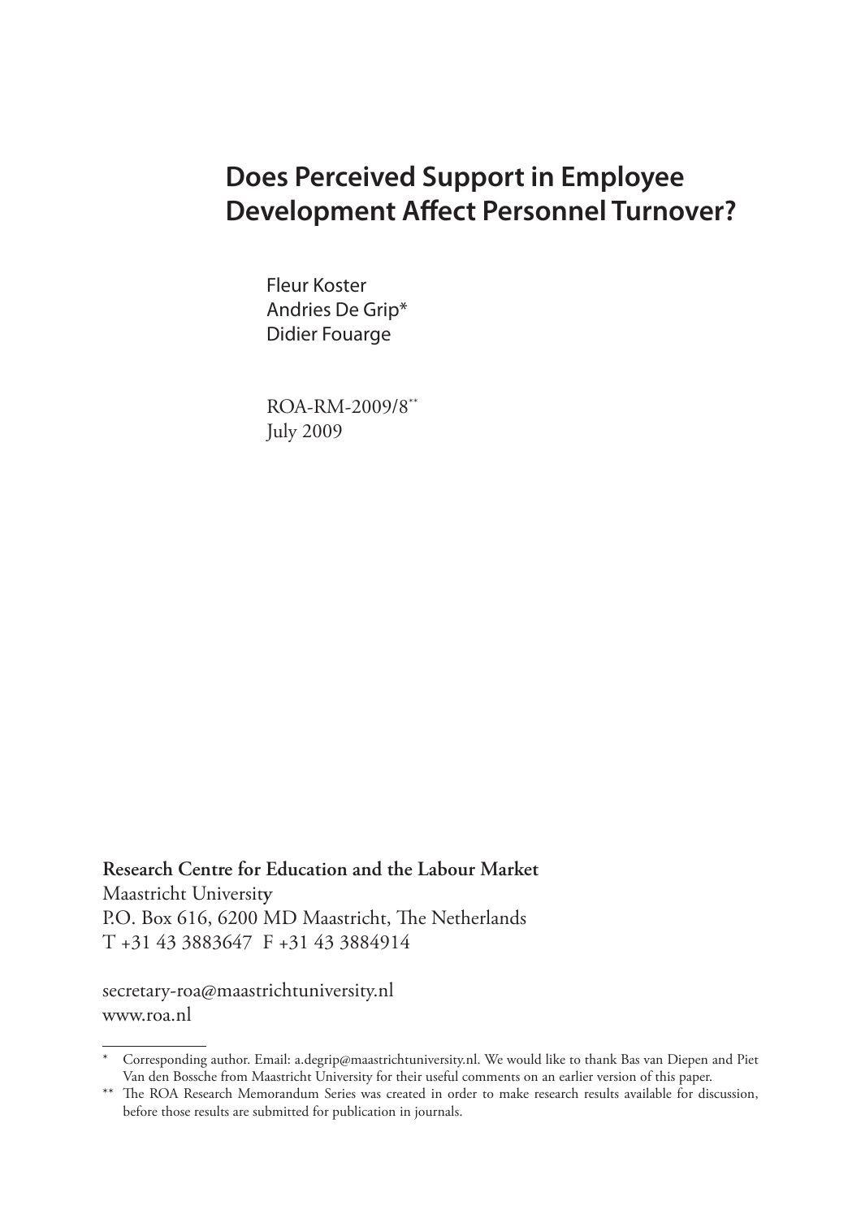# Does Perceived Support in Employee Development Affect Personnel Turnover?

Fleur Koster
Andries De Grip*
Didier Fouarge

ROA-RM-2009/8**
July 2009

**Research Centre for Education and the Labour Market**
Maastricht University
P.O. Box 616, 6200 MD Maastricht, The Netherlands
T +31 43 3883647 F +31 43 3884914

secretary-roa@maastrichtuniversity.nl
www.roa.nl

---

\* Corresponding author. Email: a.degrip@maastrichtuniversity.nl. We would like to thank Bas van Diepen and Piet Van den Bossche from Maastricht University for their useful comments on an earlier version of this paper.

\*\* The ROA Research Memorandum Series was created in order to make research results available for discussion, before those results are submitted for publication in journals.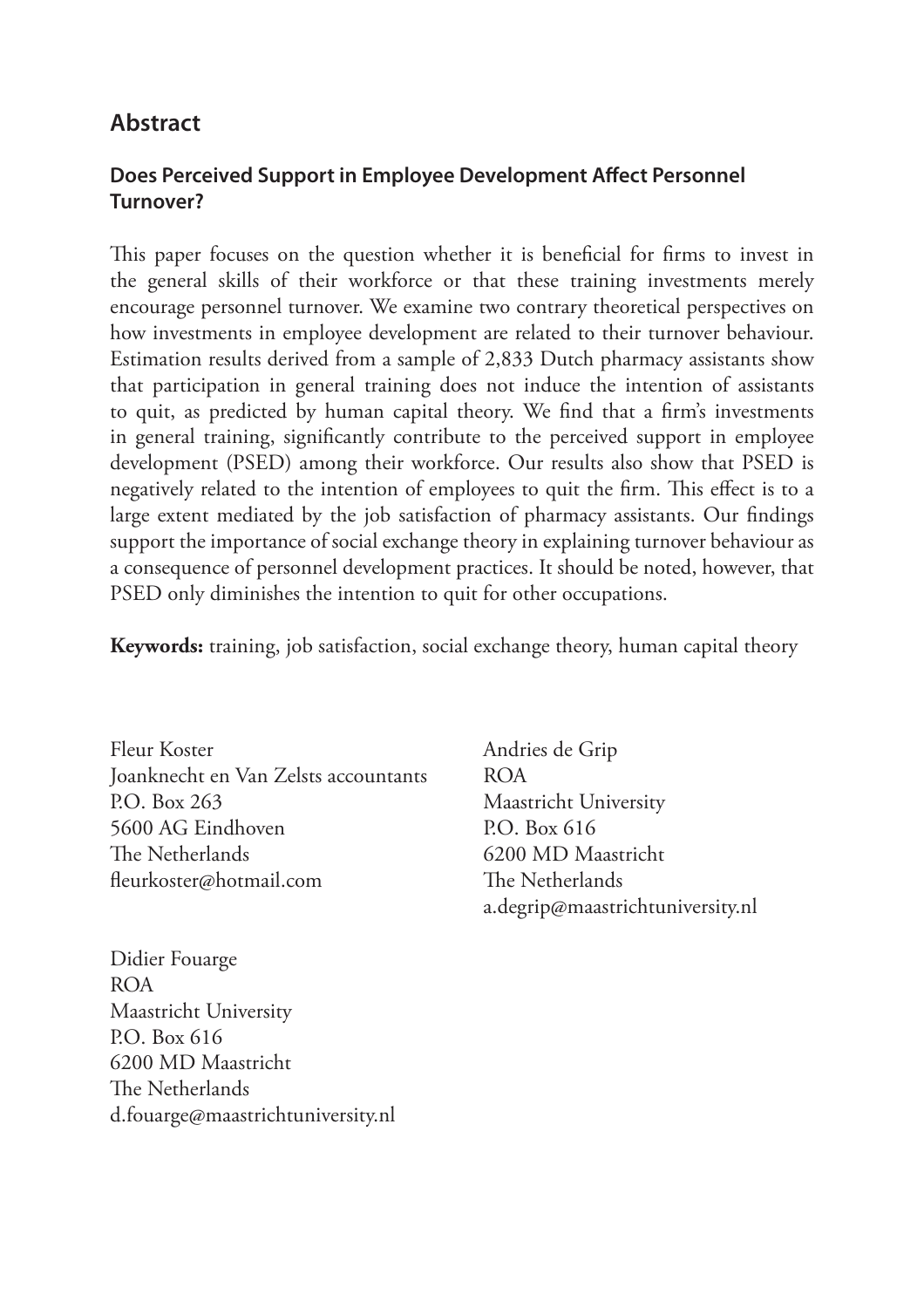## Abstract

### Does Perceived Support in Employee Development Affect Personnel Turnover?

This paper focuses on the question whether it is beneficial for firms to invest in the general skills of their workforce or that these training investments merely encourage personnel turnover. We examine two contrary theoretical perspectives on how investments in employee development are related to their turnover behaviour. Estimation results derived from a sample of 2,833 Dutch pharmacy assistants show that participation in general training does not induce the intention of assistants to quit, as predicted by human capital theory. We find that a firm's investments in general training, significantly contribute to the perceived support in employee development (PSED) among their workforce. Our results also show that PSED is negatively related to the intention of employees to quit the firm. This effect is to a large extent mediated by the job satisfaction of pharmacy assistants. Our findings support the importance of social exchange theory in explaining turnover behaviour as a consequence of personnel development practices. It should be noted, however, that PSED only diminishes the intention to quit for other occupations.

**Keywords:** training, job satisfaction, social exchange theory, human capital theory

Fleur Koster
Joanknecht en Van Zelsts accountants
P.O. Box 263
5600 AG Eindhoven
The Netherlands
fleurkoster@hotmail.com

Andries de Grip
ROA
Maastricht University
P.O. Box 616
6200 MD Maastricht
The Netherlands
a.degrip@maastrichtuniversity.nl

Didier Fouarge
ROA
Maastricht University
P.O. Box 616
6200 MD Maastricht
The Netherlands
d.fouarge@maastrichtuniversity.nl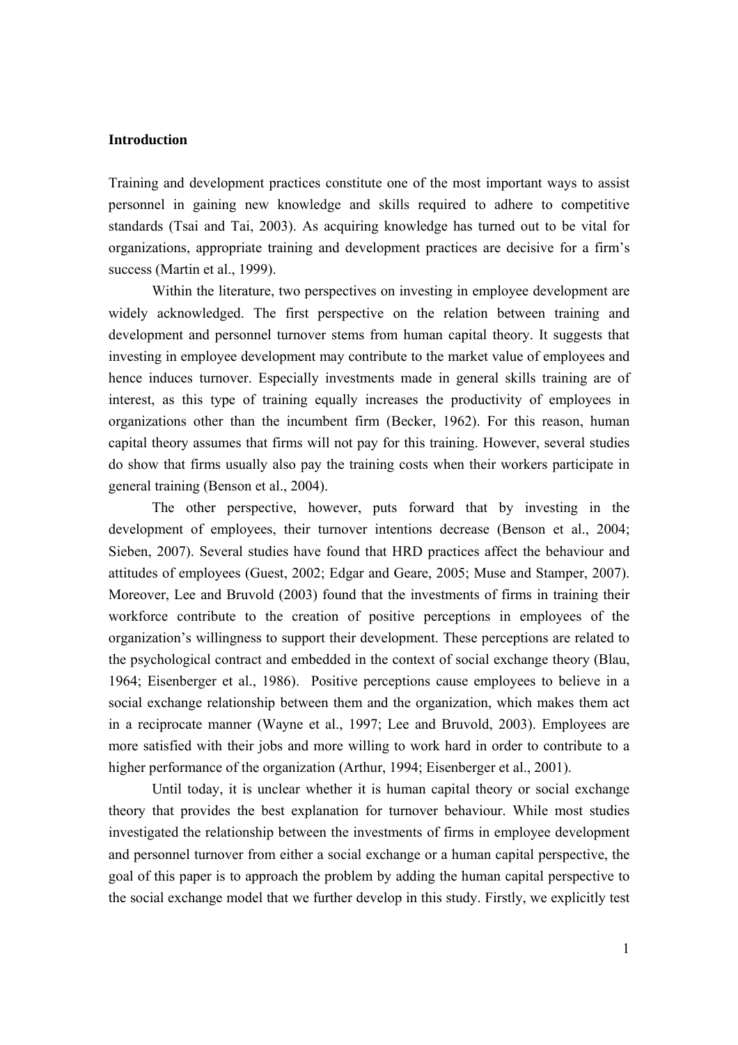**Introduction**

Training and development practices constitute one of the most important ways to assist personnel in gaining new knowledge and skills required to adhere to competitive standards (Tsai and Tai, 2003). As acquiring knowledge has turned out to be vital for organizations, appropriate training and development practices are decisive for a firm's success (Martin et al., 1999).

Within the literature, two perspectives on investing in employee development are widely acknowledged. The first perspective on the relation between training and development and personnel turnover stems from human capital theory. It suggests that investing in employee development may contribute to the market value of employees and hence induces turnover. Especially investments made in general skills training are of interest, as this type of training equally increases the productivity of employees in organizations other than the incumbent firm (Becker, 1962). For this reason, human capital theory assumes that firms will not pay for this training. However, several studies do show that firms usually also pay the training costs when their workers participate in general training (Benson et al., 2004).

The other perspective, however, puts forward that by investing in the development of employees, their turnover intentions decrease (Benson et al., 2004; Sieben, 2007). Several studies have found that HRD practices affect the behaviour and attitudes of employees (Guest, 2002; Edgar and Geare, 2005; Muse and Stamper, 2007). Moreover, Lee and Bruvold (2003) found that the investments of firms in training their workforce contribute to the creation of positive perceptions in employees of the organization's willingness to support their development. These perceptions are related to the psychological contract and embedded in the context of social exchange theory (Blau, 1964; Eisenberger et al., 1986). Positive perceptions cause employees to believe in a social exchange relationship between them and the organization, which makes them act in a reciprocate manner (Wayne et al., 1997; Lee and Bruvold, 2003). Employees are more satisfied with their jobs and more willing to work hard in order to contribute to a higher performance of the organization (Arthur, 1994; Eisenberger et al., 2001).

Until today, it is unclear whether it is human capital theory or social exchange theory that provides the best explanation for turnover behaviour. While most studies investigated the relationship between the investments of firms in employee development and personnel turnover from either a social exchange or a human capital perspective, the goal of this paper is to approach the problem by adding the human capital perspective to the social exchange model that we further develop in this study. Firstly, we explicitly test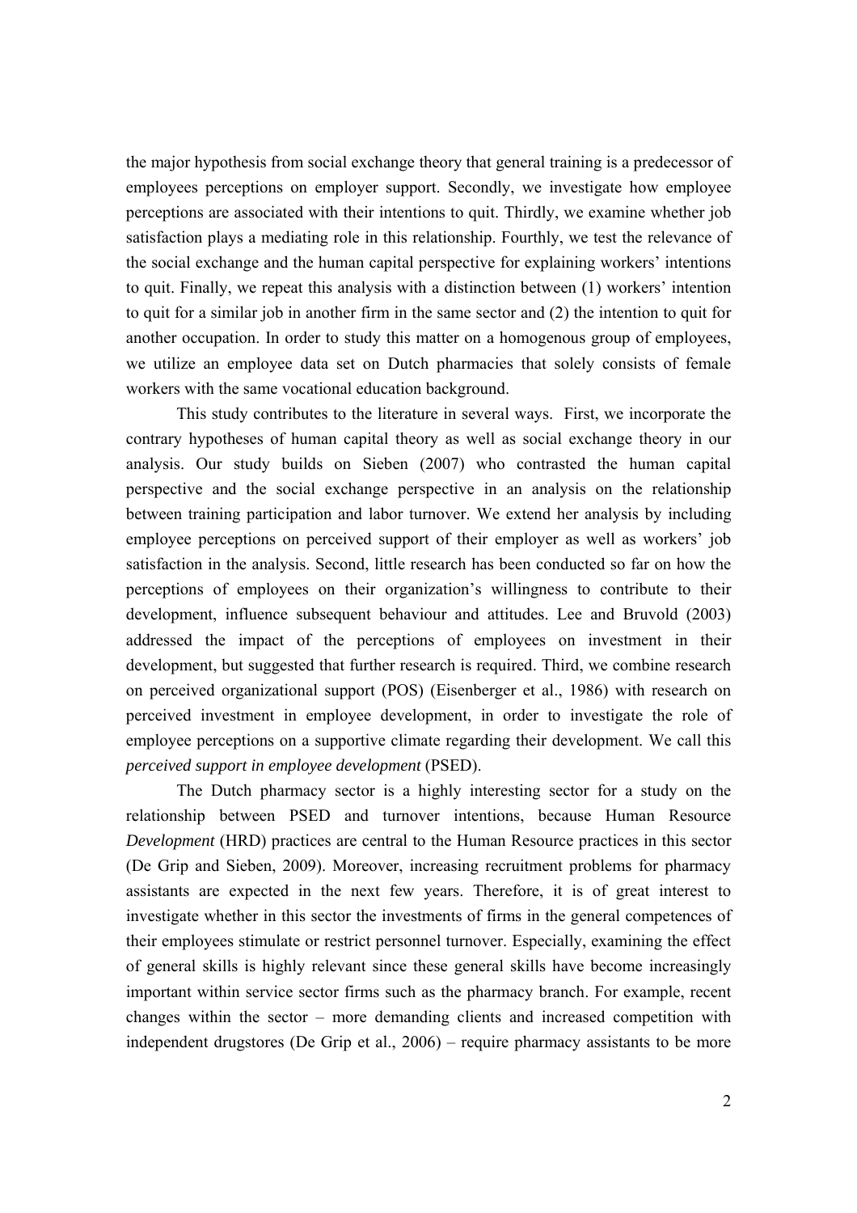the major hypothesis from social exchange theory that general training is a predecessor of employees perceptions on employer support. Secondly, we investigate how employee perceptions are associated with their intentions to quit. Thirdly, we examine whether job satisfaction plays a mediating role in this relationship. Fourthly, we test the relevance of the social exchange and the human capital perspective for explaining workers' intentions to quit. Finally, we repeat this analysis with a distinction between (1) workers' intention to quit for a similar job in another firm in the same sector and (2) the intention to quit for another occupation. In order to study this matter on a homogenous group of employees, we utilize an employee data set on Dutch pharmacies that solely consists of female workers with the same vocational education background.

This study contributes to the literature in several ways. First, we incorporate the contrary hypotheses of human capital theory as well as social exchange theory in our analysis. Our study builds on Sieben (2007) who contrasted the human capital perspective and the social exchange perspective in an analysis on the relationship between training participation and labor turnover. We extend her analysis by including employee perceptions on perceived support of their employer as well as workers' job satisfaction in the analysis. Second, little research has been conducted so far on how the perceptions of employees on their organization's willingness to contribute to their development, influence subsequent behaviour and attitudes. Lee and Bruvold (2003) addressed the impact of the perceptions of employees on investment in their development, but suggested that further research is required. Third, we combine research on perceived organizational support (POS) (Eisenberger et al., 1986) with research on perceived investment in employee development, in order to investigate the role of employee perceptions on a supportive climate regarding their development. We call this *perceived support in employee development* (PSED).

The Dutch pharmacy sector is a highly interesting sector for a study on the relationship between PSED and turnover intentions, because Human Resource *Development* (HRD) practices are central to the Human Resource practices in this sector (De Grip and Sieben, 2009). Moreover, increasing recruitment problems for pharmacy assistants are expected in the next few years. Therefore, it is of great interest to investigate whether in this sector the investments of firms in the general competences of their employees stimulate or restrict personnel turnover. Especially, examining the effect of general skills is highly relevant since these general skills have become increasingly important within service sector firms such as the pharmacy branch. For example, recent changes within the sector – more demanding clients and increased competition with independent drugstores (De Grip et al., 2006) – require pharmacy assistants to be more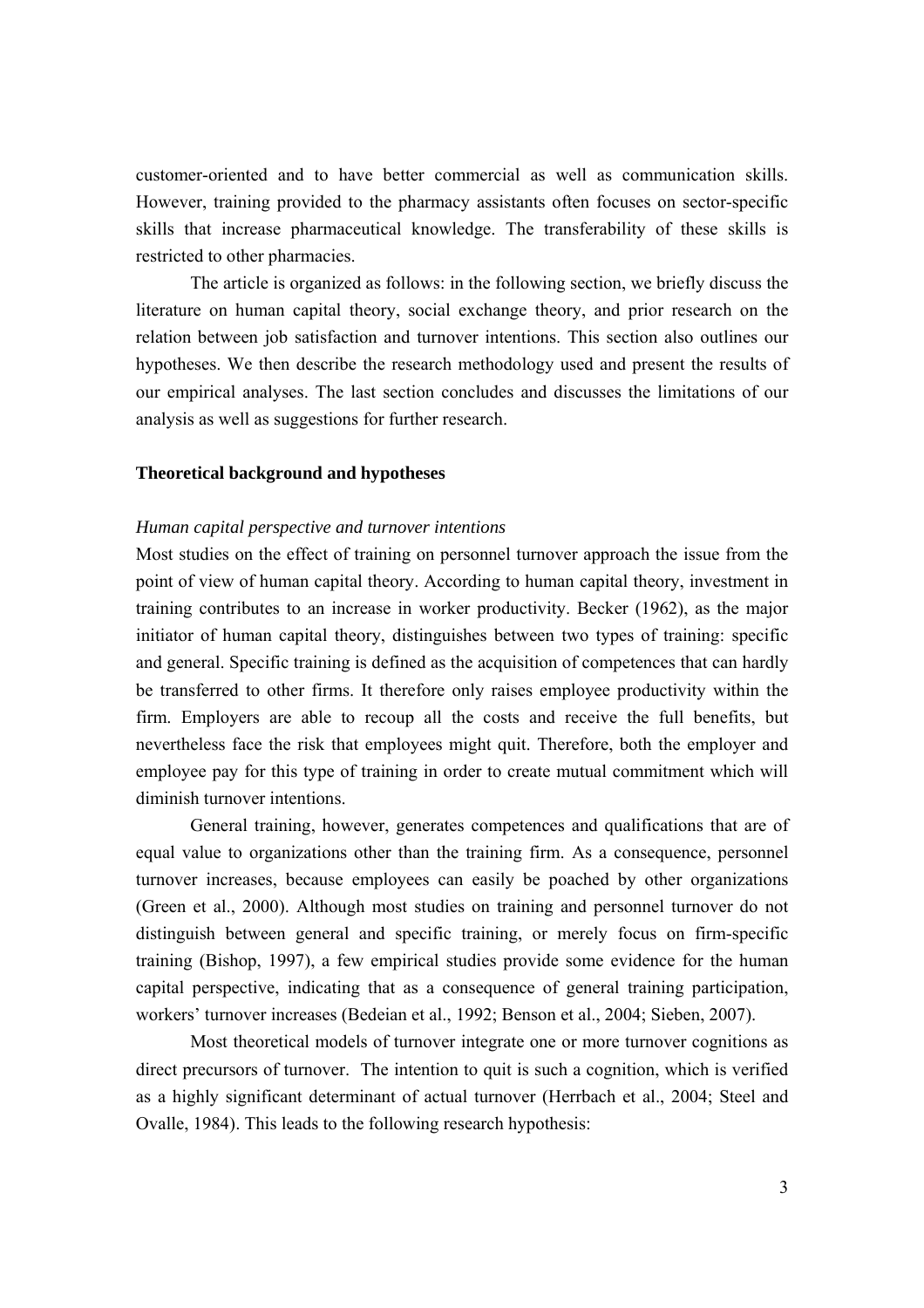customer-oriented and to have better commercial as well as communication skills. However, training provided to the pharmacy assistants often focuses on sector-specific skills that increase pharmaceutical knowledge. The transferability of these skills is restricted to other pharmacies.

The article is organized as follows: in the following section, we briefly discuss the literature on human capital theory, social exchange theory, and prior research on the relation between job satisfaction and turnover intentions. This section also outlines our hypotheses. We then describe the research methodology used and present the results of our empirical analyses. The last section concludes and discusses the limitations of our analysis as well as suggestions for further research.

## Theoretical background and hypotheses

### *Human capital perspective and turnover intentions*

Most studies on the effect of training on personnel turnover approach the issue from the point of view of human capital theory. According to human capital theory, investment in training contributes to an increase in worker productivity. Becker (1962), as the major initiator of human capital theory, distinguishes between two types of training: specific and general. Specific training is defined as the acquisition of competences that can hardly be transferred to other firms. It therefore only raises employee productivity within the firm. Employers are able to recoup all the costs and receive the full benefits, but nevertheless face the risk that employees might quit. Therefore, both the employer and employee pay for this type of training in order to create mutual commitment which will diminish turnover intentions.

General training, however, generates competences and qualifications that are of equal value to organizations other than the training firm. As a consequence, personnel turnover increases, because employees can easily be poached by other organizations (Green et al., 2000). Although most studies on training and personnel turnover do not distinguish between general and specific training, or merely focus on firm-specific training (Bishop, 1997), a few empirical studies provide some evidence for the human capital perspective, indicating that as a consequence of general training participation, workers' turnover increases (Bedeian et al., 1992; Benson et al., 2004; Sieben, 2007).

Most theoretical models of turnover integrate one or more turnover cognitions as direct precursors of turnover. The intention to quit is such a cognition, which is verified as a highly significant determinant of actual turnover (Herrbach et al., 2004; Steel and Ovalle, 1984). This leads to the following research hypothesis: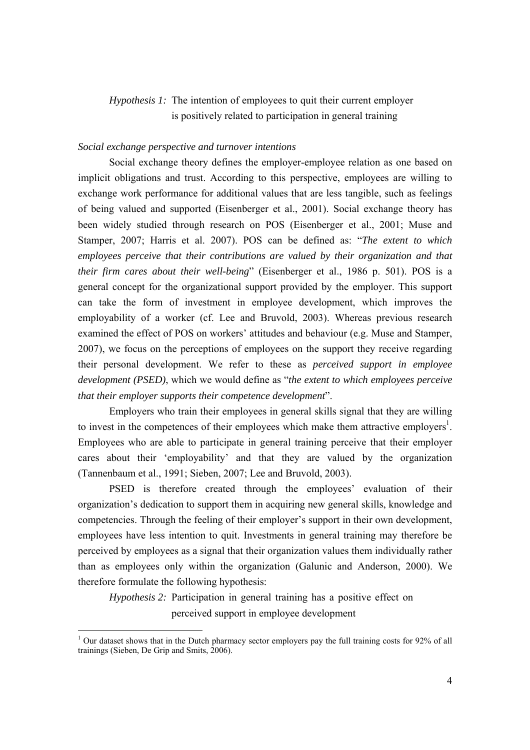*Hypothesis 1:* The intention of employees to quit their current employer is positively related to participation in general training

*Social exchange perspective and turnover intentions*

Social exchange theory defines the employer-employee relation as one based on implicit obligations and trust. According to this perspective, employees are willing to exchange work performance for additional values that are less tangible, such as feelings of being valued and supported (Eisenberger et al., 2001). Social exchange theory has been widely studied through research on POS (Eisenberger et al., 2001; Muse and Stamper, 2007; Harris et al. 2007). POS can be defined as: "*The extent to which employees perceive that their contributions are valued by their organization and that their firm cares about their well-being*" (Eisenberger et al., 1986 p. 501). POS is a general concept for the organizational support provided by the employer. This support can take the form of investment in employee development, which improves the employability of a worker (cf. Lee and Bruvold, 2003). Whereas previous research examined the effect of POS on workers' attitudes and behaviour (e.g. Muse and Stamper, 2007), we focus on the perceptions of employees on the support they receive regarding their personal development. We refer to these as *perceived support in employee development (PSED)*, which we would define as "*the extent to which employees perceive that their employer supports their competence development*".

Employers who train their employees in general skills signal that they are willing to invest in the competences of their employees which make them attractive employers[1]. Employees who are able to participate in general training perceive that their employer cares about their 'employability' and that they are valued by the organization (Tannenbaum et al., 1991; Sieben, 2007; Lee and Bruvold, 2003).

PSED is therefore created through the employees' evaluation of their organization's dedication to support them in acquiring new general skills, knowledge and competencies. Through the feeling of their employer's support in their own development, employees have less intention to quit. Investments in general training may therefore be perceived by employees as a signal that their organization values them individually rather than as employees only within the organization (Galunic and Anderson, 2000). We therefore formulate the following hypothesis:

*Hypothesis 2:* Participation in general training has a positive effect on perceived support in employee development

[1] Our dataset shows that in the Dutch pharmacy sector employers pay the full training costs for 92% of all trainings (Sieben, De Grip and Smits, 2006).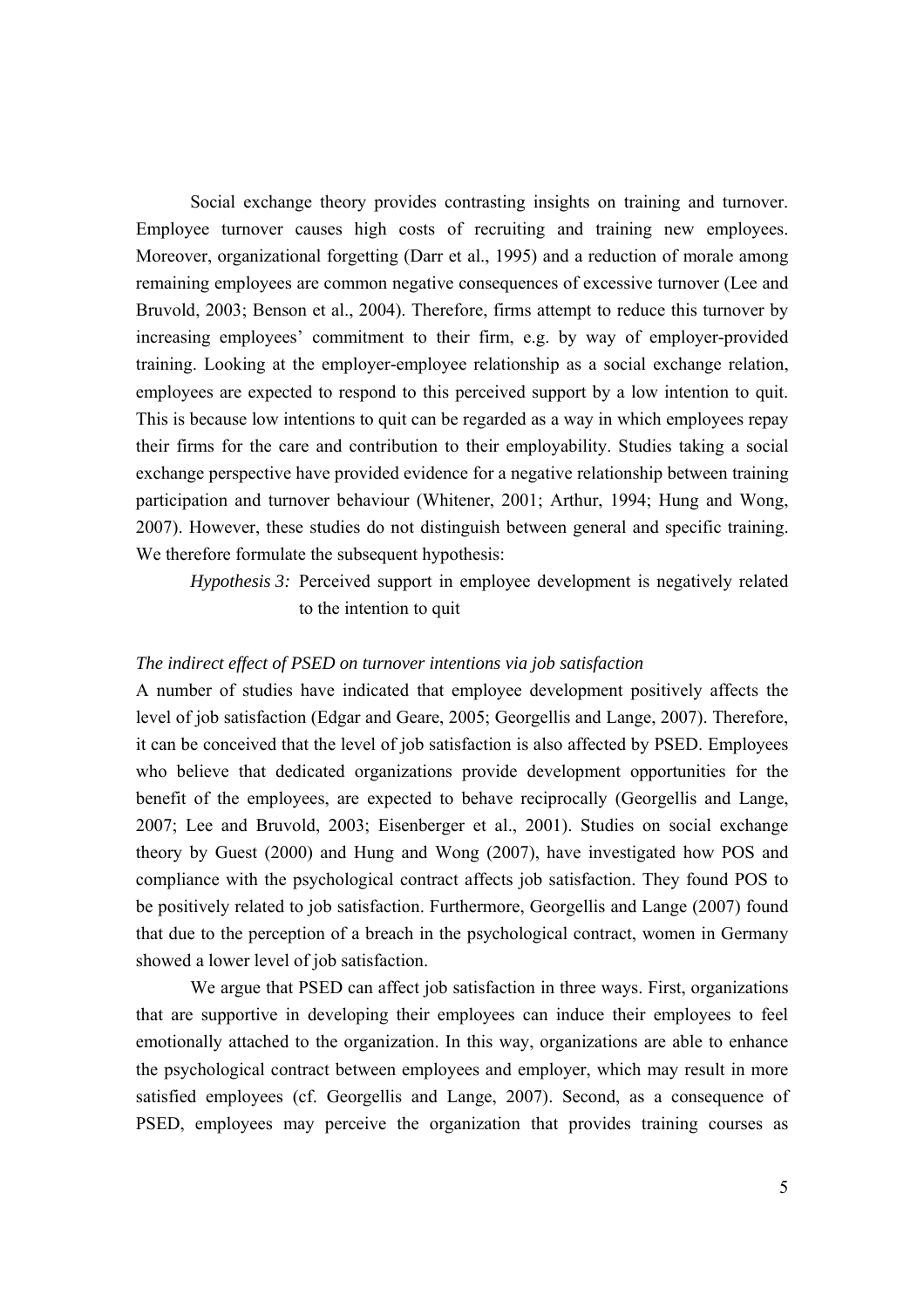Social exchange theory provides contrasting insights on training and turnover. Employee turnover causes high costs of recruiting and training new employees. Moreover, organizational forgetting (Darr et al., 1995) and a reduction of morale among remaining employees are common negative consequences of excessive turnover (Lee and Bruvold, 2003; Benson et al., 2004). Therefore, firms attempt to reduce this turnover by increasing employees' commitment to their firm, e.g. by way of employer-provided training. Looking at the employer-employee relationship as a social exchange relation, employees are expected to respond to this perceived support by a low intention to quit. This is because low intentions to quit can be regarded as a way in which employees repay their firms for the care and contribution to their employability. Studies taking a social exchange perspective have provided evidence for a negative relationship between training participation and turnover behaviour (Whitener, 2001; Arthur, 1994; Hung and Wong, 2007). However, these studies do not distinguish between general and specific training. We therefore formulate the subsequent hypothesis:

> *Hypothesis 3:* Perceived support in employee development is negatively related to the intention to quit

*The indirect effect of PSED on turnover intentions via job satisfaction*

A number of studies have indicated that employee development positively affects the level of job satisfaction (Edgar and Geare, 2005; Georgellis and Lange, 2007). Therefore, it can be conceived that the level of job satisfaction is also affected by PSED. Employees who believe that dedicated organizations provide development opportunities for the benefit of the employees, are expected to behave reciprocally (Georgellis and Lange, 2007; Lee and Bruvold, 2003; Eisenberger et al., 2001). Studies on social exchange theory by Guest (2000) and Hung and Wong (2007), have investigated how POS and compliance with the psychological contract affects job satisfaction. They found POS to be positively related to job satisfaction. Furthermore, Georgellis and Lange (2007) found that due to the perception of a breach in the psychological contract, women in Germany showed a lower level of job satisfaction.

We argue that PSED can affect job satisfaction in three ways. First, organizations that are supportive in developing their employees can induce their employees to feel emotionally attached to the organization. In this way, organizations are able to enhance the psychological contract between employees and employer, which may result in more satisfied employees (cf. Georgellis and Lange, 2007). Second, as a consequence of PSED, employees may perceive the organization that provides training courses as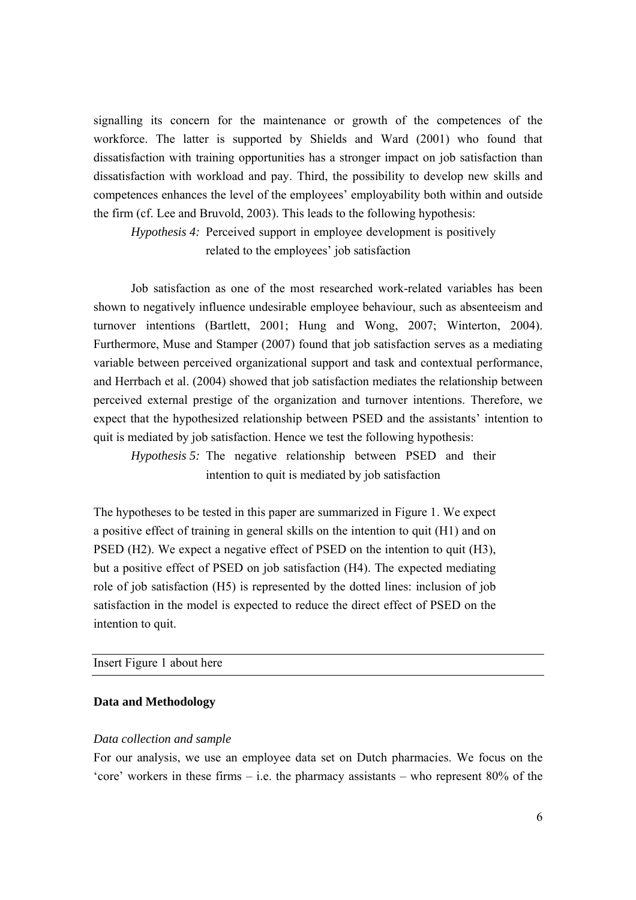signalling its concern for the maintenance or growth of the competences of the workforce. The latter is supported by Shields and Ward (2001) who found that dissatisfaction with training opportunities has a stronger impact on job satisfaction than dissatisfaction with workload and pay. Third, the possibility to develop new skills and competences enhances the level of the employees' employability both within and outside the firm (cf. Lee and Bruvold, 2003). This leads to the following hypothesis:

> *Hypothesis 4:* Perceived support in employee development is positively related to the employees' job satisfaction

Job satisfaction as one of the most researched work-related variables has been shown to negatively influence undesirable employee behaviour, such as absenteeism and turnover intentions (Bartlett, 2001; Hung and Wong, 2007; Winterton, 2004). Furthermore, Muse and Stamper (2007) found that job satisfaction serves as a mediating variable between perceived organizational support and task and contextual performance, and Herrbach et al. (2004) showed that job satisfaction mediates the relationship between perceived external prestige of the organization and turnover intentions. Therefore, we expect that the hypothesized relationship between PSED and the assistants' intention to quit is mediated by job satisfaction. Hence we test the following hypothesis:

> *Hypothesis 5:* The negative relationship between PSED and their intention to quit is mediated by job satisfaction

The hypotheses to be tested in this paper are summarized in Figure 1. We expect a positive effect of training in general skills on the intention to quit (H1) and on PSED (H2). We expect a negative effect of PSED on the intention to quit (H3), but a positive effect of PSED on job satisfaction (H4). The expected mediating role of job satisfaction (H5) is represented by the dotted lines: inclusion of job satisfaction in the model is expected to reduce the direct effect of PSED on the intention to quit.

---

Insert Figure 1 about here

---

## Data and Methodology

### *Data collection and sample*

For our analysis, we use an employee data set on Dutch pharmacies. We focus on the 'core' workers in these firms – i.e. the pharmacy assistants – who represent 80% of the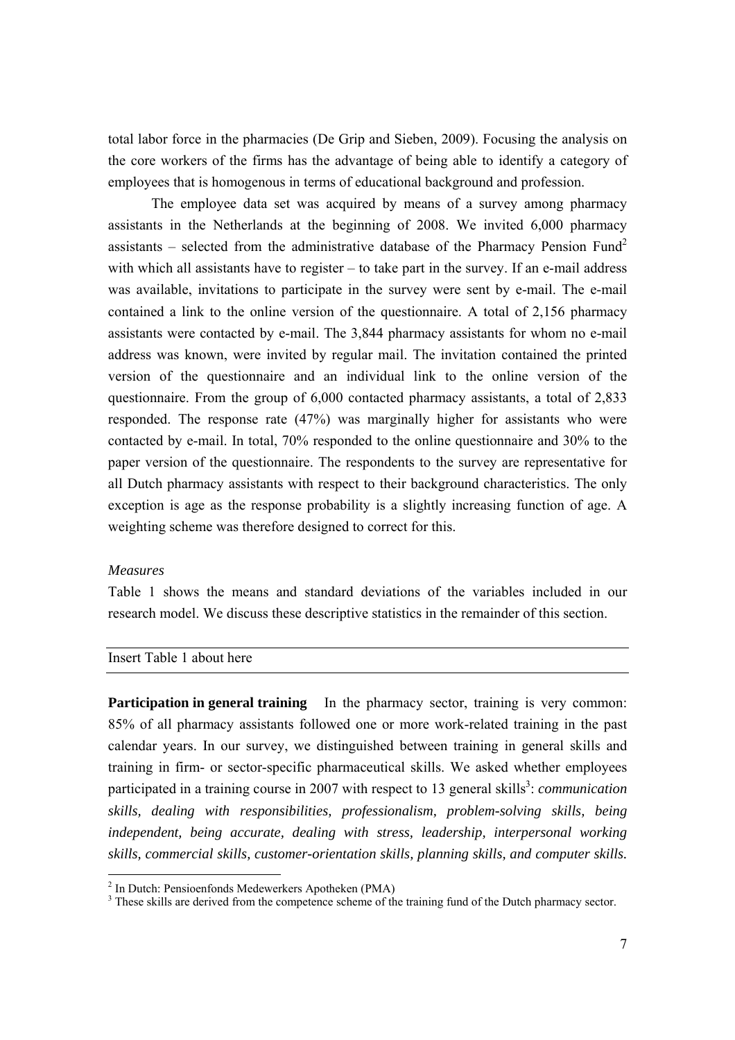total labor force in the pharmacies (De Grip and Sieben, 2009). Focusing the analysis on the core workers of the firms has the advantage of being able to identify a category of employees that is homogenous in terms of educational background and profession.

The employee data set was acquired by means of a survey among pharmacy assistants in the Netherlands at the beginning of 2008. We invited 6,000 pharmacy assistants – selected from the administrative database of the Pharmacy Pension Fund[2] with which all assistants have to register – to take part in the survey. If an e-mail address was available, invitations to participate in the survey were sent by e-mail. The e-mail contained a link to the online version of the questionnaire. A total of 2,156 pharmacy assistants were contacted by e-mail. The 3,844 pharmacy assistants for whom no e-mail address was known, were invited by regular mail. The invitation contained the printed version of the questionnaire and an individual link to the online version of the questionnaire. From the group of 6,000 contacted pharmacy assistants, a total of 2,833 responded. The response rate (47%) was marginally higher for assistants who were contacted by e-mail. In total, 70% responded to the online questionnaire and 30% to the paper version of the questionnaire. The respondents to the survey are representative for all Dutch pharmacy assistants with respect to their background characteristics. The only exception is age as the response probability is a slightly increasing function of age. A weighting scheme was therefore designed to correct for this.

*Measures*

Table 1 shows the means and standard deviations of the variables included in our research model. We discuss these descriptive statistics in the remainder of this section.

---

Insert Table 1 about here

---

**Participation in general training** In the pharmacy sector, training is very common: 85% of all pharmacy assistants followed one or more work-related training in the past calendar years. In our survey, we distinguished between training in general skills and training in firm- or sector-specific pharmaceutical skills. We asked whether employees participated in a training course in 2007 with respect to 13 general skills[3]: *communication skills, dealing with responsibilities, professionalism, problem-solving skills, being independent, being accurate, dealing with stress, leadership, interpersonal working skills, commercial skills, customer-orientation skills, planning skills, and computer skills.*

---

[2] In Dutch: Pensioenfonds Medewerkers Apotheken (PMA)

[3] These skills are derived from the competence scheme of the training fund of the Dutch pharmacy sector.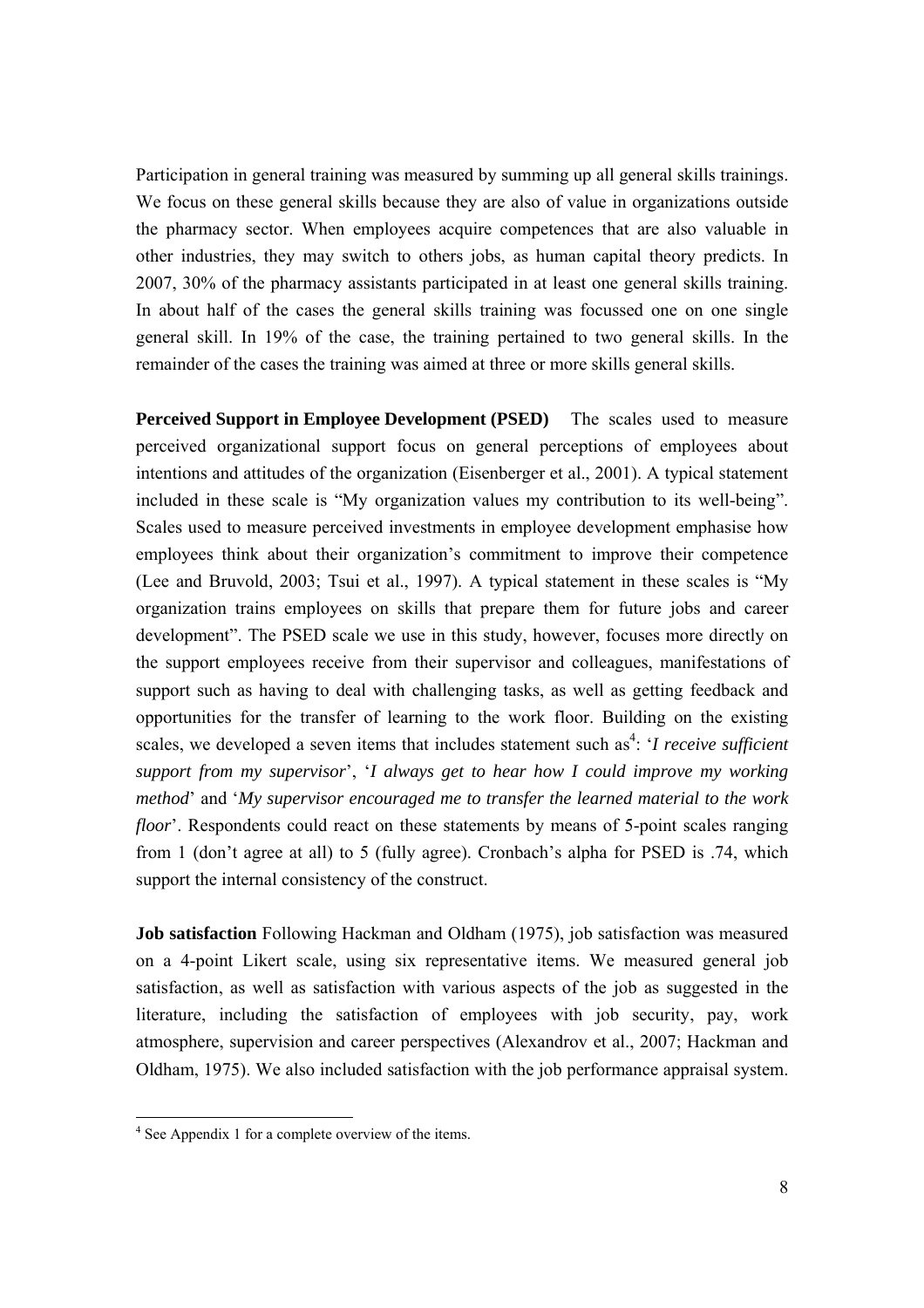Participation in general training was measured by summing up all general skills trainings. We focus on these general skills because they are also of value in organizations outside the pharmacy sector. When employees acquire competences that are also valuable in other industries, they may switch to others jobs, as human capital theory predicts. In 2007, 30% of the pharmacy assistants participated in at least one general skills training. In about half of the cases the general skills training was focussed one on one single general skill. In 19% of the case, the training pertained to two general skills. In the remainder of the cases the training was aimed at three or more skills general skills.

**Perceived Support in Employee Development (PSED)** The scales used to measure perceived organizational support focus on general perceptions of employees about intentions and attitudes of the organization (Eisenberger et al., 2001). A typical statement included in these scale is "My organization values my contribution to its well-being". Scales used to measure perceived investments in employee development emphasise how employees think about their organization's commitment to improve their competence (Lee and Bruvold, 2003; Tsui et al., 1997). A typical statement in these scales is "My organization trains employees on skills that prepare them for future jobs and career development". The PSED scale we use in this study, however, focuses more directly on the support employees receive from their supervisor and colleagues, manifestations of support such as having to deal with challenging tasks, as well as getting feedback and opportunities for the transfer of learning to the work floor. Building on the existing scales, we developed a seven items that includes statement such as[4]: '*I receive sufficient support from my supervisor*', '*I always get to hear how I could improve my working method*' and '*My supervisor encouraged me to transfer the learned material to the work floor*'. Respondents could react on these statements by means of 5-point scales ranging from 1 (don't agree at all) to 5 (fully agree). Cronbach's alpha for PSED is .74, which support the internal consistency of the construct.

**Job satisfaction** Following Hackman and Oldham (1975), job satisfaction was measured on a 4-point Likert scale, using six representative items. We measured general job satisfaction, as well as satisfaction with various aspects of the job as suggested in the literature, including the satisfaction of employees with job security, pay, work atmosphere, supervision and career perspectives (Alexandrov et al., 2007; Hackman and Oldham, 1975). We also included satisfaction with the job performance appraisal system.

[4] See Appendix 1 for a complete overview of the items.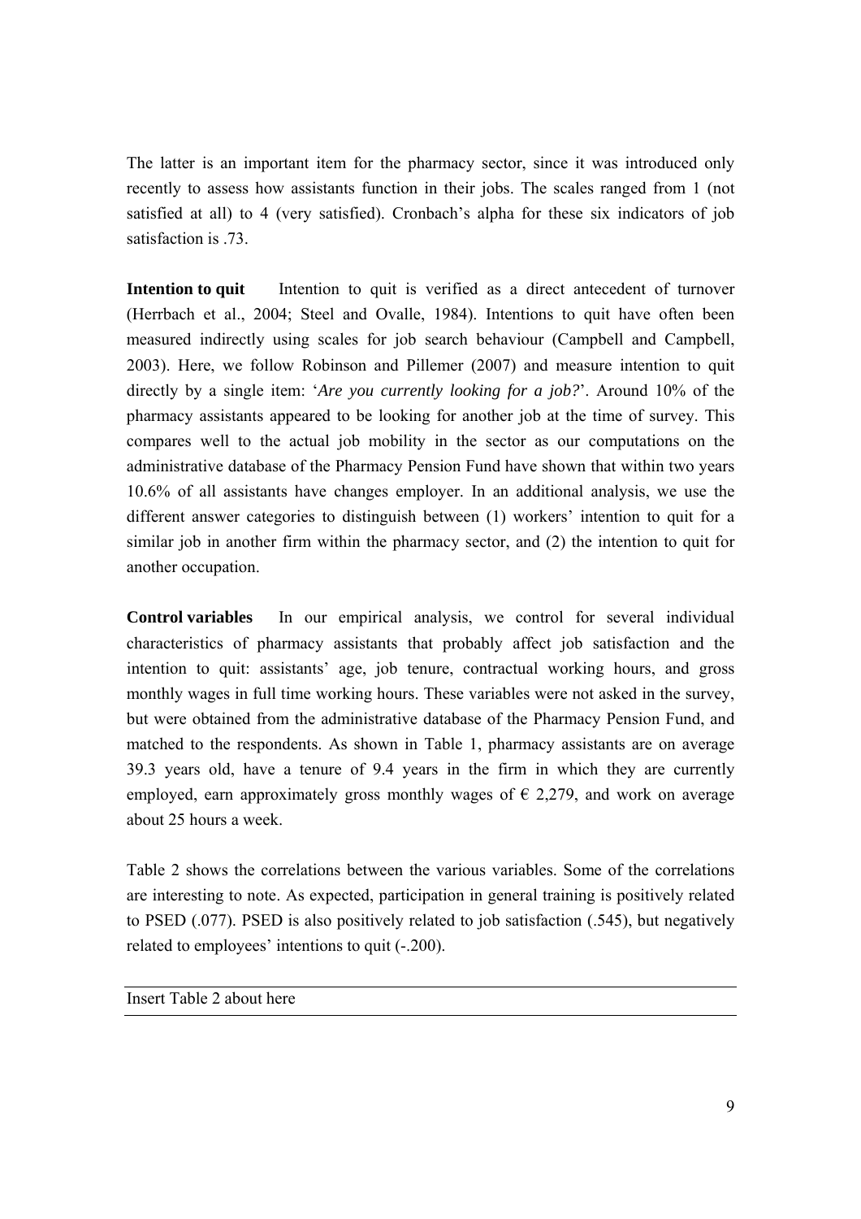The latter is an important item for the pharmacy sector, since it was introduced only recently to assess how assistants function in their jobs. The scales ranged from 1 (not satisfied at all) to 4 (very satisfied). Cronbach's alpha for these six indicators of job satisfaction is .73.

**Intention to quit** Intention to quit is verified as a direct antecedent of turnover (Herrbach et al., 2004; Steel and Ovalle, 1984). Intentions to quit have often been measured indirectly using scales for job search behaviour (Campbell and Campbell, 2003). Here, we follow Robinson and Pillemer (2007) and measure intention to quit directly by a single item: '*Are you currently looking for a job?*'. Around 10% of the pharmacy assistants appeared to be looking for another job at the time of survey. This compares well to the actual job mobility in the sector as our computations on the administrative database of the Pharmacy Pension Fund have shown that within two years 10.6% of all assistants have changes employer. In an additional analysis, we use the different answer categories to distinguish between (1) workers' intention to quit for a similar job in another firm within the pharmacy sector, and (2) the intention to quit for another occupation.

**Control variables** In our empirical analysis, we control for several individual characteristics of pharmacy assistants that probably affect job satisfaction and the intention to quit: assistants' age, job tenure, contractual working hours, and gross monthly wages in full time working hours. These variables were not asked in the survey, but were obtained from the administrative database of the Pharmacy Pension Fund, and matched to the respondents. As shown in Table 1, pharmacy assistants are on average 39.3 years old, have a tenure of 9.4 years in the firm in which they are currently employed, earn approximately gross monthly wages of € 2,279, and work on average about 25 hours a week.

Table 2 shows the correlations between the various variables. Some of the correlations are interesting to note. As expected, participation in general training is positively related to PSED (.077). PSED is also positively related to job satisfaction (.545), but negatively related to employees' intentions to quit (-.200).

Insert Table 2 about here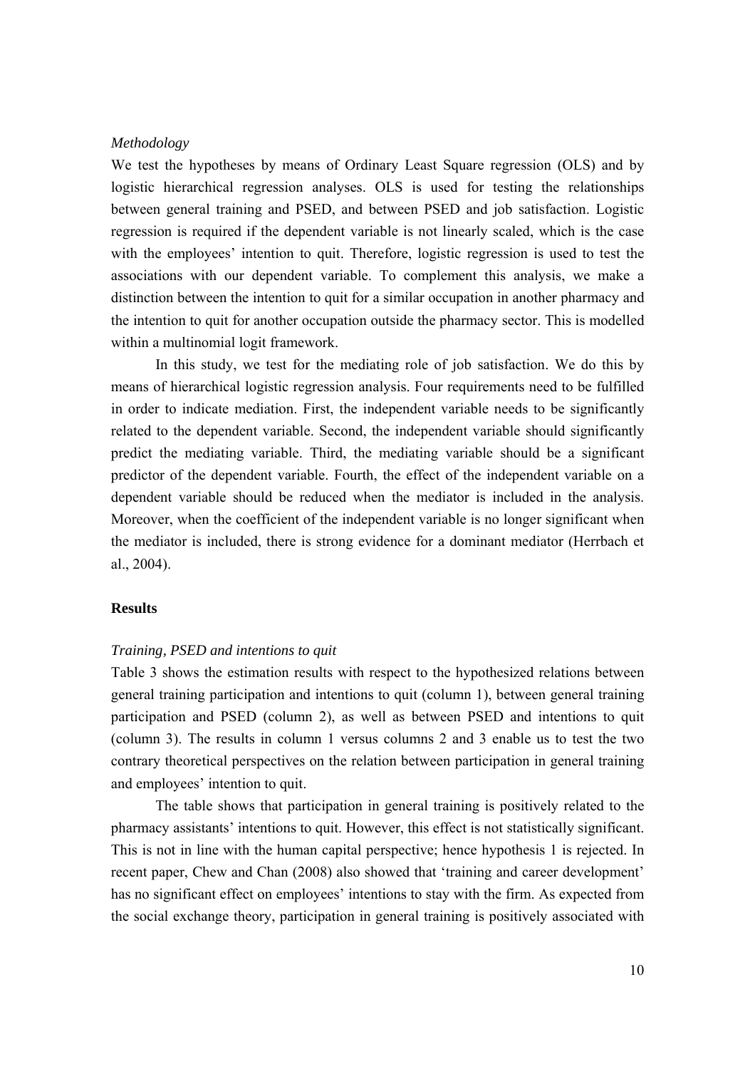*Methodology*

We test the hypotheses by means of Ordinary Least Square regression (OLS) and by logistic hierarchical regression analyses. OLS is used for testing the relationships between general training and PSED, and between PSED and job satisfaction. Logistic regression is required if the dependent variable is not linearly scaled, which is the case with the employees' intention to quit. Therefore, logistic regression is used to test the associations with our dependent variable. To complement this analysis, we make a distinction between the intention to quit for a similar occupation in another pharmacy and the intention to quit for another occupation outside the pharmacy sector. This is modelled within a multinomial logit framework.

In this study, we test for the mediating role of job satisfaction. We do this by means of hierarchical logistic regression analysis. Four requirements need to be fulfilled in order to indicate mediation. First, the independent variable needs to be significantly related to the dependent variable. Second, the independent variable should significantly predict the mediating variable. Third, the mediating variable should be a significant predictor of the dependent variable. Fourth, the effect of the independent variable on a dependent variable should be reduced when the mediator is included in the analysis. Moreover, when the coefficient of the independent variable is no longer significant when the mediator is included, there is strong evidence for a dominant mediator (Herrbach et al., 2004).

## Results

*Training, PSED and intentions to quit*

Table 3 shows the estimation results with respect to the hypothesized relations between general training participation and intentions to quit (column 1), between general training participation and PSED (column 2), as well as between PSED and intentions to quit (column 3). The results in column 1 versus columns 2 and 3 enable us to test the two contrary theoretical perspectives on the relation between participation in general training and employees' intention to quit.

The table shows that participation in general training is positively related to the pharmacy assistants' intentions to quit. However, this effect is not statistically significant. This is not in line with the human capital perspective; hence hypothesis 1 is rejected. In recent paper, Chew and Chan (2008) also showed that 'training and career development' has no significant effect on employees' intentions to stay with the firm. As expected from the social exchange theory, participation in general training is positively associated with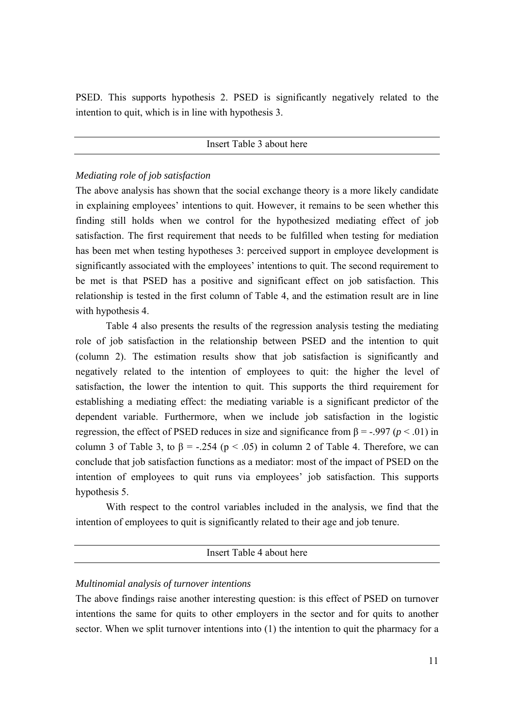PSED. This supports hypothesis 2. PSED is significantly negatively related to the intention to quit, which is in line with hypothesis 3.

---

Insert Table 3 about here

---

### *Mediating role of job satisfaction*

The above analysis has shown that the social exchange theory is a more likely candidate in explaining employees' intentions to quit. However, it remains to be seen whether this finding still holds when we control for the hypothesized mediating effect of job satisfaction. The first requirement that needs to be fulfilled when testing for mediation has been met when testing hypotheses 3: perceived support in employee development is significantly associated with the employees' intentions to quit. The second requirement to be met is that PSED has a positive and significant effect on job satisfaction. This relationship is tested in the first column of Table 4, and the estimation result are in line with hypothesis 4.

Table 4 also presents the results of the regression analysis testing the mediating role of job satisfaction in the relationship between PSED and the intention to quit (column 2). The estimation results show that job satisfaction is significantly and negatively related to the intention of employees to quit: the higher the level of satisfaction, the lower the intention to quit. This supports the third requirement for establishing a mediating effect: the mediating variable is a significant predictor of the dependent variable. Furthermore, when we include job satisfaction in the logistic regression, the effect of PSED reduces in size and significance from $\beta = -.997$ ($p < .01$) in column 3 of Table 3, to $\beta = -.254$ ($p < .05$) in column 2 of Table 4. Therefore, we can conclude that job satisfaction functions as a mediator: most of the impact of PSED on the intention of employees to quit runs via employees' job satisfaction. This supports hypothesis 5.

With respect to the control variables included in the analysis, we find that the intention of employees to quit is significantly related to their age and job tenure.

---

Insert Table 4 about here

---

### *Multinomial analysis of turnover intentions*

The above findings raise another interesting question: is this effect of PSED on turnover intentions the same for quits to other employers in the sector and for quits to another sector. When we split turnover intentions into (1) the intention to quit the pharmacy for a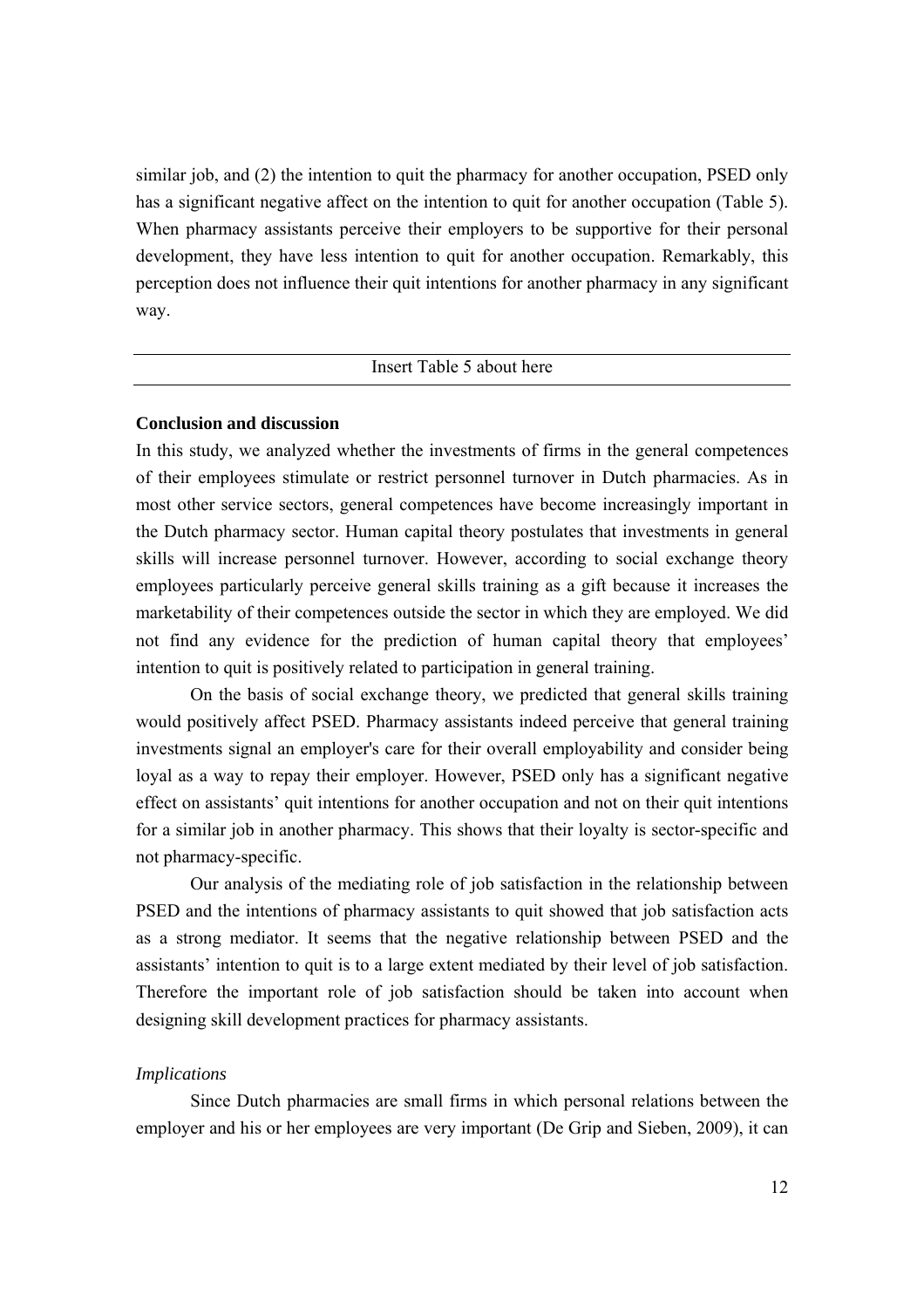similar job, and (2) the intention to quit the pharmacy for another occupation, PSED only has a significant negative affect on the intention to quit for another occupation (Table 5). When pharmacy assistants perceive their employers to be supportive for their personal development, they have less intention to quit for another occupation. Remarkably, this perception does not influence their quit intentions for another pharmacy in any significant way.

---

Insert Table 5 about here

---

**Conclusion and discussion**

In this study, we analyzed whether the investments of firms in the general competences of their employees stimulate or restrict personnel turnover in Dutch pharmacies. As in most other service sectors, general competences have become increasingly important in the Dutch pharmacy sector. Human capital theory postulates that investments in general skills will increase personnel turnover. However, according to social exchange theory employees particularly perceive general skills training as a gift because it increases the marketability of their competences outside the sector in which they are employed. We did not find any evidence for the prediction of human capital theory that employees' intention to quit is positively related to participation in general training.

On the basis of social exchange theory, we predicted that general skills training would positively affect PSED. Pharmacy assistants indeed perceive that general training investments signal an employer's care for their overall employability and consider being loyal as a way to repay their employer. However, PSED only has a significant negative effect on assistants' quit intentions for another occupation and not on their quit intentions for a similar job in another pharmacy. This shows that their loyalty is sector-specific and not pharmacy-specific.

Our analysis of the mediating role of job satisfaction in the relationship between PSED and the intentions of pharmacy assistants to quit showed that job satisfaction acts as a strong mediator. It seems that the negative relationship between PSED and the assistants' intention to quit is to a large extent mediated by their level of job satisfaction. Therefore the important role of job satisfaction should be taken into account when designing skill development practices for pharmacy assistants.

*Implications*

Since Dutch pharmacies are small firms in which personal relations between the employer and his or her employees are very important (De Grip and Sieben, 2009), it can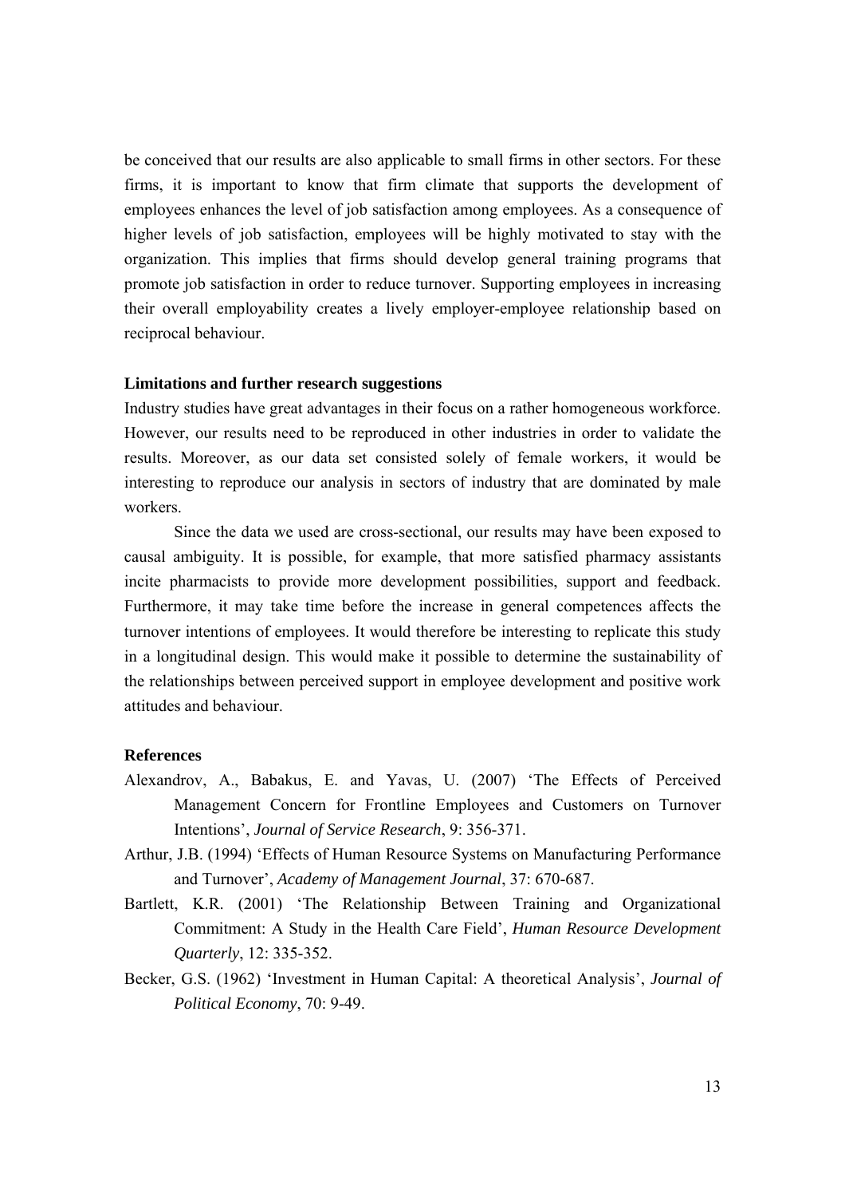be conceived that our results are also applicable to small firms in other sectors. For these firms, it is important to know that firm climate that supports the development of employees enhances the level of job satisfaction among employees. As a consequence of higher levels of job satisfaction, employees will be highly motivated to stay with the organization. This implies that firms should develop general training programs that promote job satisfaction in order to reduce turnover. Supporting employees in increasing their overall employability creates a lively employer-employee relationship based on reciprocal behaviour.

### Limitations and further research suggestions

Industry studies have great advantages in their focus on a rather homogeneous workforce. However, our results need to be reproduced in other industries in order to validate the results. Moreover, as our data set consisted solely of female workers, it would be interesting to reproduce our analysis in sectors of industry that are dominated by male workers.

Since the data we used are cross-sectional, our results may have been exposed to causal ambiguity. It is possible, for example, that more satisfied pharmacy assistants incite pharmacists to provide more development possibilities, support and feedback. Furthermore, it may take time before the increase in general competences affects the turnover intentions of employees. It would therefore be interesting to replicate this study in a longitudinal design. This would make it possible to determine the sustainability of the relationships between perceived support in employee development and positive work attitudes and behaviour.

### References

Alexandrov, A., Babakus, E. and Yavas, U. (2007) 'The Effects of Perceived Management Concern for Frontline Employees and Customers on Turnover Intentions', *Journal of Service Research*, 9: 356-371.

Arthur, J.B. (1994) 'Effects of Human Resource Systems on Manufacturing Performance and Turnover', *Academy of Management Journal*, 37: 670-687.

Bartlett, K.R. (2001) 'The Relationship Between Training and Organizational Commitment: A Study in the Health Care Field', *Human Resource Development Quarterly*, 12: 335-352.

Becker, G.S. (1962) 'Investment in Human Capital: A theoretical Analysis', *Journal of Political Economy*, 70: 9-49.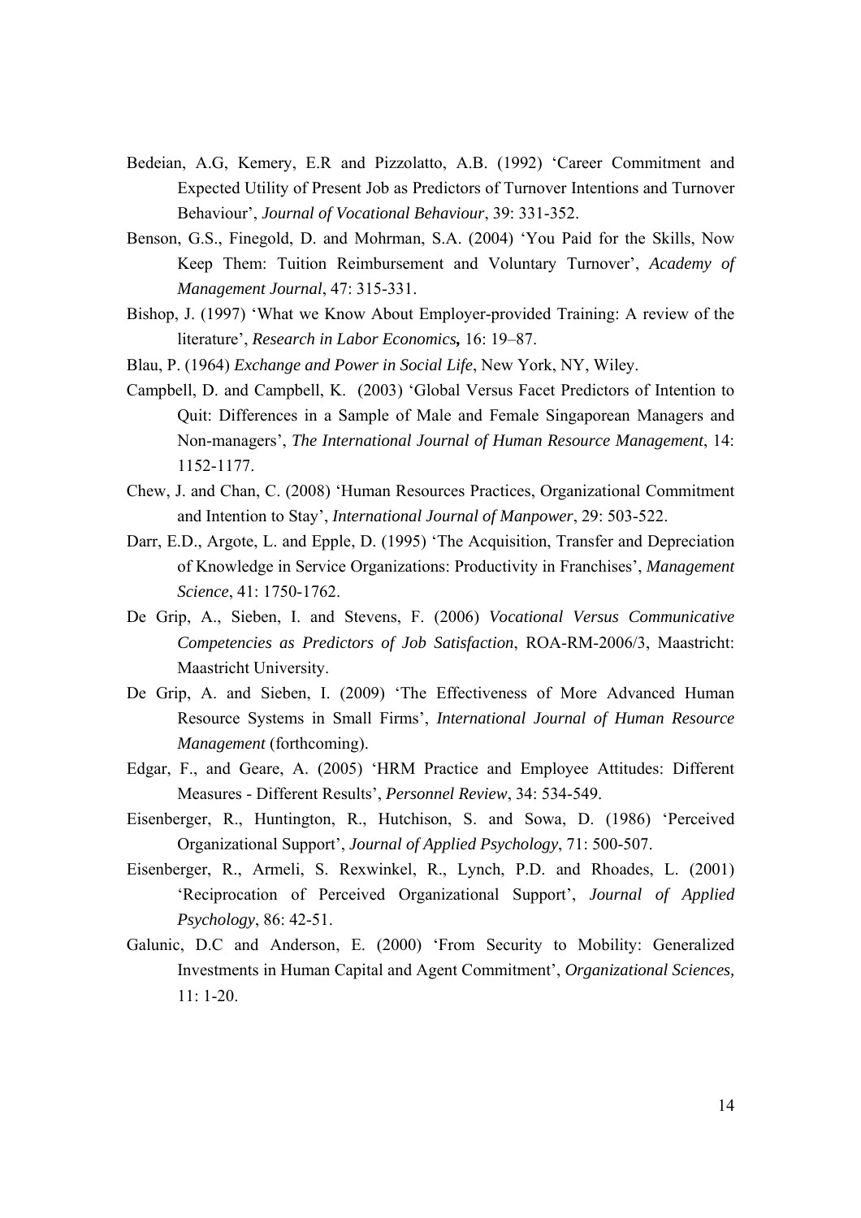Bedeian, A.G, Kemery, E.R and Pizzolatto, A.B. (1992) 'Career Commitment and Expected Utility of Present Job as Predictors of Turnover Intentions and Turnover Behaviour', *Journal of Vocational Behaviour*, 39: 331-352.

Benson, G.S., Finegold, D. and Mohrman, S.A. (2004) 'You Paid for the Skills, Now Keep Them: Tuition Reimbursement and Voluntary Turnover', *Academy of Management Journal*, 47: 315-331.

Bishop, J. (1997) 'What we Know About Employer-provided Training: A review of the literature', *Research in Labor Economics***,** 16: 19–87.

Blau, P. (1964) *Exchange and Power in Social Life*, New York, NY, Wiley.

Campbell, D. and Campbell, K. (2003) 'Global Versus Facet Predictors of Intention to Quit: Differences in a Sample of Male and Female Singaporean Managers and Non-managers', *The International Journal of Human Resource Management*, 14: 1152-1177.

Chew, J. and Chan, C. (2008) 'Human Resources Practices, Organizational Commitment and Intention to Stay', *International Journal of Manpower*, 29: 503-522.

Darr, E.D., Argote, L. and Epple, D. (1995) 'The Acquisition, Transfer and Depreciation of Knowledge in Service Organizations: Productivity in Franchises', *Management Science*, 41: 1750-1762.

De Grip, A., Sieben, I. and Stevens, F. (2006) *Vocational Versus Communicative Competencies as Predictors of Job Satisfaction*, ROA-RM-2006/3, Maastricht: Maastricht University.

De Grip, A. and Sieben, I. (2009) 'The Effectiveness of More Advanced Human Resource Systems in Small Firms', *International Journal of Human Resource Management* (forthcoming).

Edgar, F., and Geare, A. (2005) 'HRM Practice and Employee Attitudes: Different Measures - Different Results', *Personnel Review*, 34: 534-549.

Eisenberger, R., Huntington, R., Hutchison, S. and Sowa, D. (1986) 'Perceived Organizational Support', *Journal of Applied Psychology*, 71: 500-507.

Eisenberger, R., Armeli, S. Rexwinkel, R., Lynch, P.D. and Rhoades, L. (2001) 'Reciprocation of Perceived Organizational Support', *Journal of Applied Psychology*, 86: 42-51.

Galunic, D.C and Anderson, E. (2000) 'From Security to Mobility: Generalized Investments in Human Capital and Agent Commitment', *Organizational Sciences,* 11: 1-20.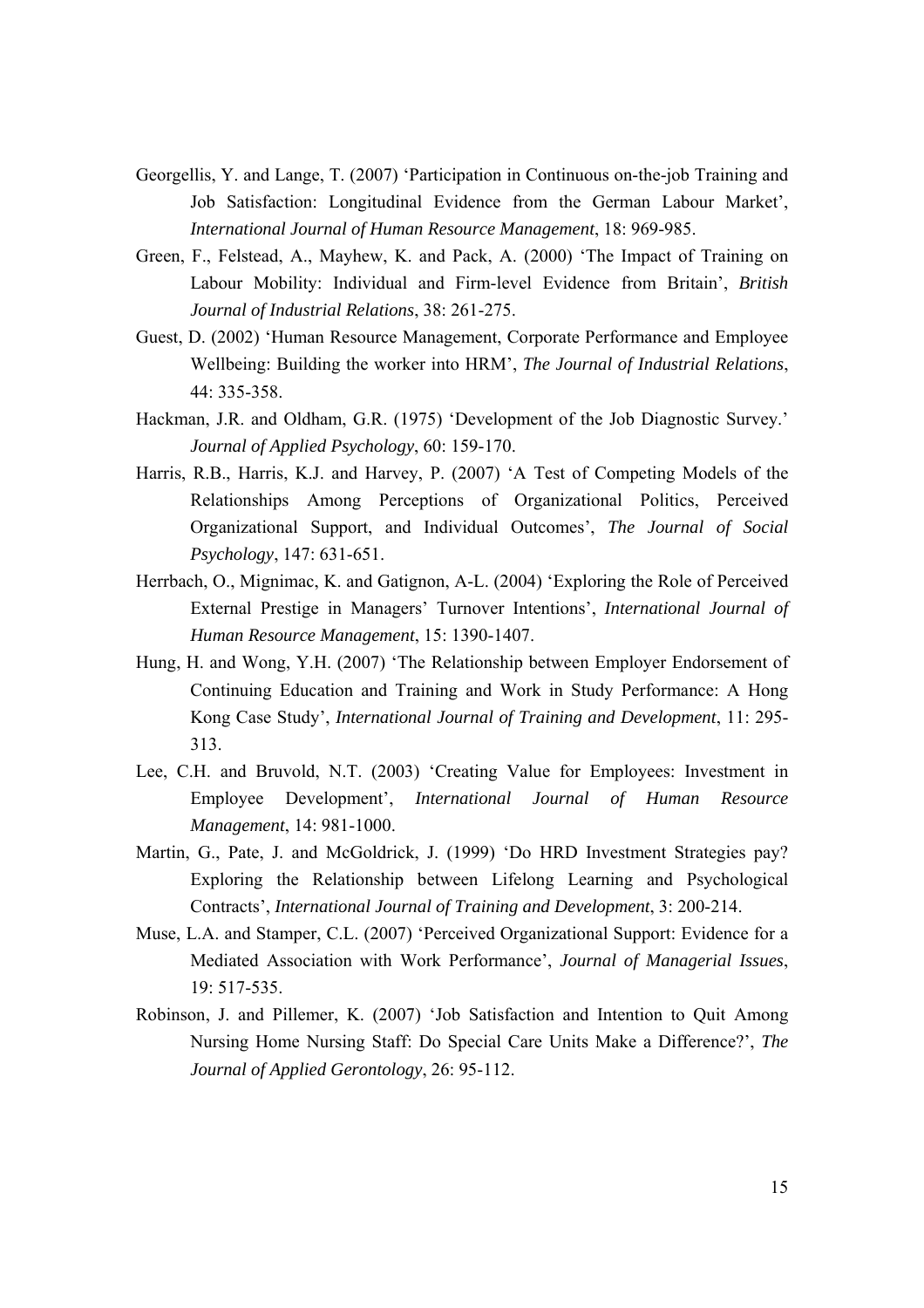Georgellis, Y. and Lange, T. (2007) 'Participation in Continuous on-the-job Training and Job Satisfaction: Longitudinal Evidence from the German Labour Market', *International Journal of Human Resource Management*, 18: 969-985.

Green, F., Felstead, A., Mayhew, K. and Pack, A. (2000) 'The Impact of Training on Labour Mobility: Individual and Firm-level Evidence from Britain', *British Journal of Industrial Relations*, 38: 261-275.

Guest, D. (2002) 'Human Resource Management, Corporate Performance and Employee Wellbeing: Building the worker into HRM', *The Journal of Industrial Relations*, 44: 335-358.

Hackman, J.R. and Oldham, G.R. (1975) 'Development of the Job Diagnostic Survey.' *Journal of Applied Psychology*, 60: 159-170.

Harris, R.B., Harris, K.J. and Harvey, P. (2007) 'A Test of Competing Models of the Relationships Among Perceptions of Organizational Politics, Perceived Organizational Support, and Individual Outcomes', *The Journal of Social Psychology*, 147: 631-651.

Herrbach, O., Mignimac, K. and Gatignon, A-L. (2004) 'Exploring the Role of Perceived External Prestige in Managers' Turnover Intentions', *International Journal of Human Resource Management*, 15: 1390-1407.

Hung, H. and Wong, Y.H. (2007) 'The Relationship between Employer Endorsement of Continuing Education and Training and Work in Study Performance: A Hong Kong Case Study', *International Journal of Training and Development*, 11: 295-313.

Lee, C.H. and Bruvold, N.T. (2003) 'Creating Value for Employees: Investment in Employee Development', *International Journal of Human Resource Management*, 14: 981-1000.

Martin, G., Pate, J. and McGoldrick, J. (1999) 'Do HRD Investment Strategies pay? Exploring the Relationship between Lifelong Learning and Psychological Contracts', *International Journal of Training and Development*, 3: 200-214.

Muse, L.A. and Stamper, C.L. (2007) 'Perceived Organizational Support: Evidence for a Mediated Association with Work Performance', *Journal of Managerial Issues*, 19: 517-535.

Robinson, J. and Pillemer, K. (2007) 'Job Satisfaction and Intention to Quit Among Nursing Home Nursing Staff: Do Special Care Units Make a Difference?', *The Journal of Applied Gerontology*, 26: 95-112.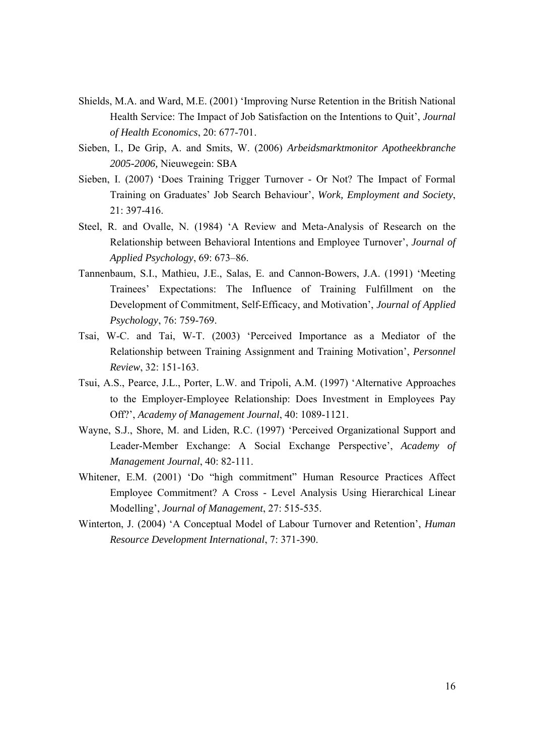Shields, M.A. and Ward, M.E. (2001) 'Improving Nurse Retention in the British National Health Service: The Impact of Job Satisfaction on the Intentions to Quit', *Journal of Health Economics*, 20: 677-701.

Sieben, I., De Grip, A. and Smits, W. (2006) *Arbeidsmarktmonitor Apotheekbranche 2005-2006,* Nieuwegein: SBA

Sieben, I. (2007) 'Does Training Trigger Turnover - Or Not? The Impact of Formal Training on Graduates' Job Search Behaviour', *Work, Employment and Society*, 21: 397-416.

Steel, R. and Ovalle, N. (1984) 'A Review and Meta-Analysis of Research on the Relationship between Behavioral Intentions and Employee Turnover', *Journal of Applied Psychology*, 69: 673–86.

Tannenbaum, S.I., Mathieu, J.E., Salas, E. and Cannon-Bowers, J.A. (1991) 'Meeting Trainees' Expectations: The Influence of Training Fulfillment on the Development of Commitment, Self-Efficacy, and Motivation', *Journal of Applied Psychology*, 76: 759-769.

Tsai, W-C. and Tai, W-T. (2003) 'Perceived Importance as a Mediator of the Relationship between Training Assignment and Training Motivation', *Personnel Review*, 32: 151-163.

Tsui, A.S., Pearce, J.L., Porter, L.W. and Tripoli, A.M. (1997) 'Alternative Approaches to the Employer-Employee Relationship: Does Investment in Employees Pay Off?', *Academy of Management Journal*, 40: 1089-1121.

Wayne, S.J., Shore, M. and Liden, R.C. (1997) 'Perceived Organizational Support and Leader-Member Exchange: A Social Exchange Perspective', *Academy of Management Journal*, 40: 82-111.

Whitener, E.M. (2001) 'Do "high commitment" Human Resource Practices Affect Employee Commitment? A Cross - Level Analysis Using Hierarchical Linear Modelling', *Journal of Management*, 27: 515-535.

Winterton, J. (2004) 'A Conceptual Model of Labour Turnover and Retention', *Human Resource Development International*, 7: 371-390.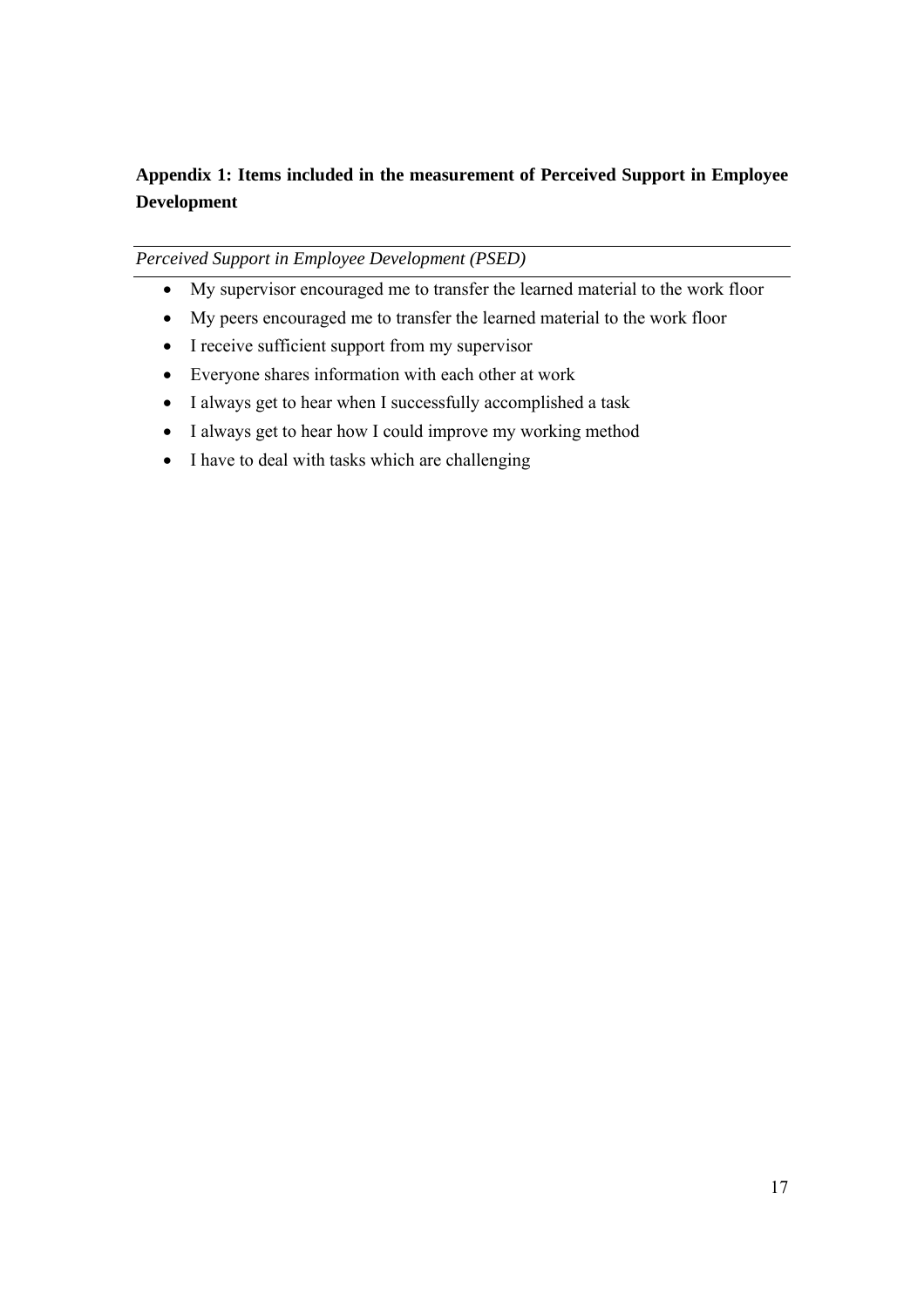## Appendix 1: Items included in the measurement of Perceived Support in Employee Development

*Perceived Support in Employee Development (PSED)*

- My supervisor encouraged me to transfer the learned material to the work floor
- My peers encouraged me to transfer the learned material to the work floor
- I receive sufficient support from my supervisor
- Everyone shares information with each other at work
- I always get to hear when I successfully accomplished a task
- I always get to hear how I could improve my working method
- I have to deal with tasks which are challenging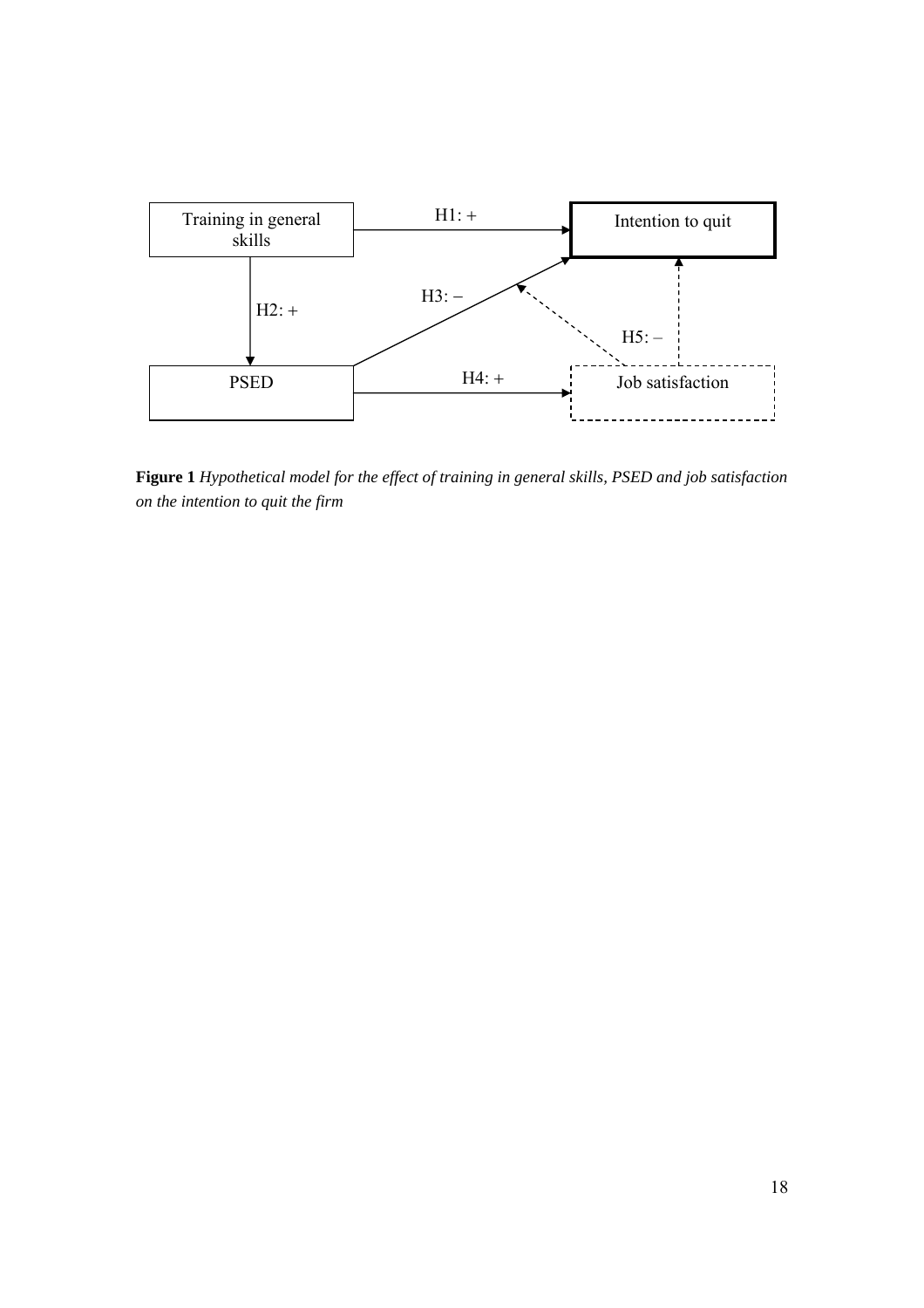Training in general skills

Intention to quit

PSED

Job satisfaction

H1: +

H2: +

H3: –

H4: +

H5: –

**Figure 1** *Hypothetical model for the effect of training in general skills, PSED and job satisfaction on the intention to quit the firm*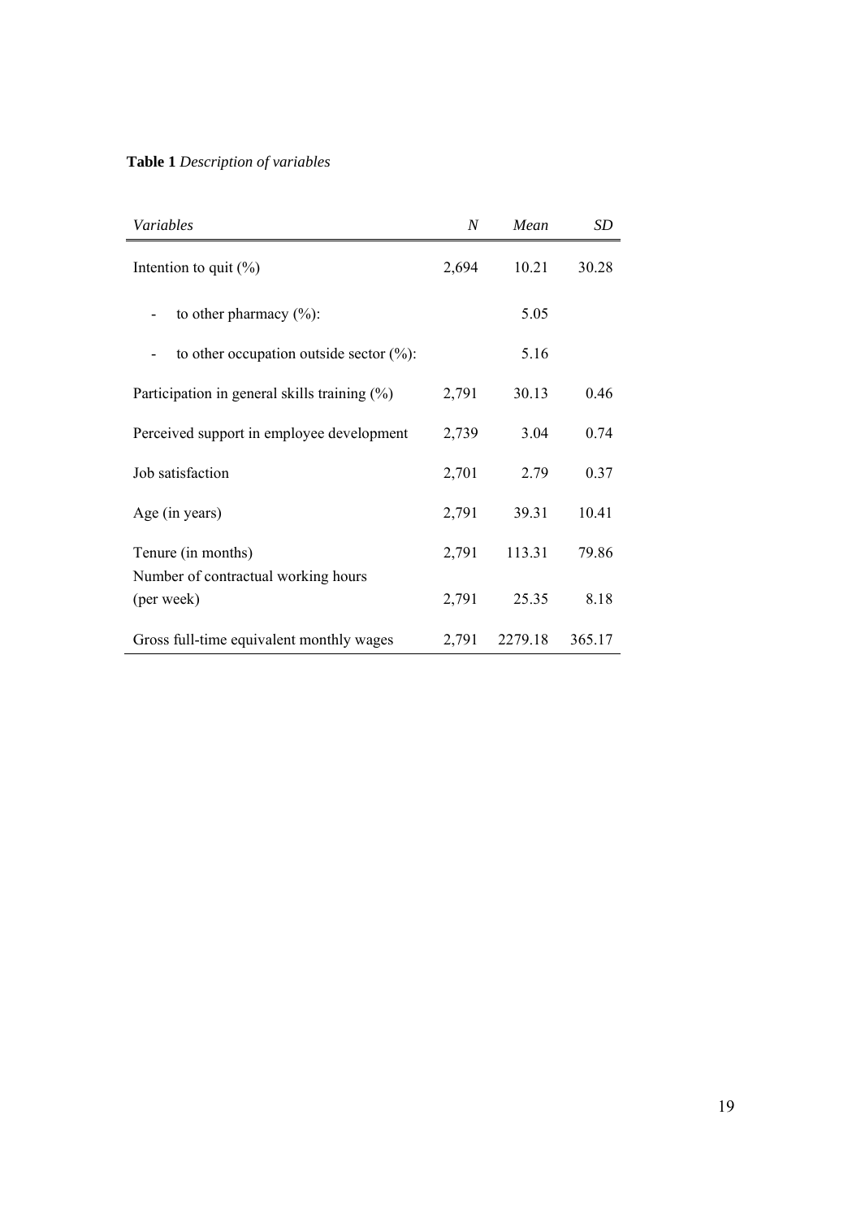**Table 1** *Description of variables*

| *Variables* | *N* | *Mean* | *SD* |
|---|---|---|---|
| Intention to quit (%) | 2,694 | 10.21 | 30.28 |
| - to other pharmacy (%): | | 5.05 | |
| - to other occupation outside sector (%): | | 5.16 | |
| Participation in general skills training (%) | 2,791 | 30.13 | 0.46 |
| Perceived support in employee development | 2,739 | 3.04 | 0.74 |
| Job satisfaction | 2,701 | 2.79 | 0.37 |
| Age (in years) | 2,791 | 39.31 | 10.41 |
| Tenure (in months) | 2,791 | 113.31 | 79.86 |
| Number of contractual working hours (per week) | 2,791 | 25.35 | 8.18 |
| Gross full-time equivalent monthly wages | 2,791 | 2279.18 | 365.17 |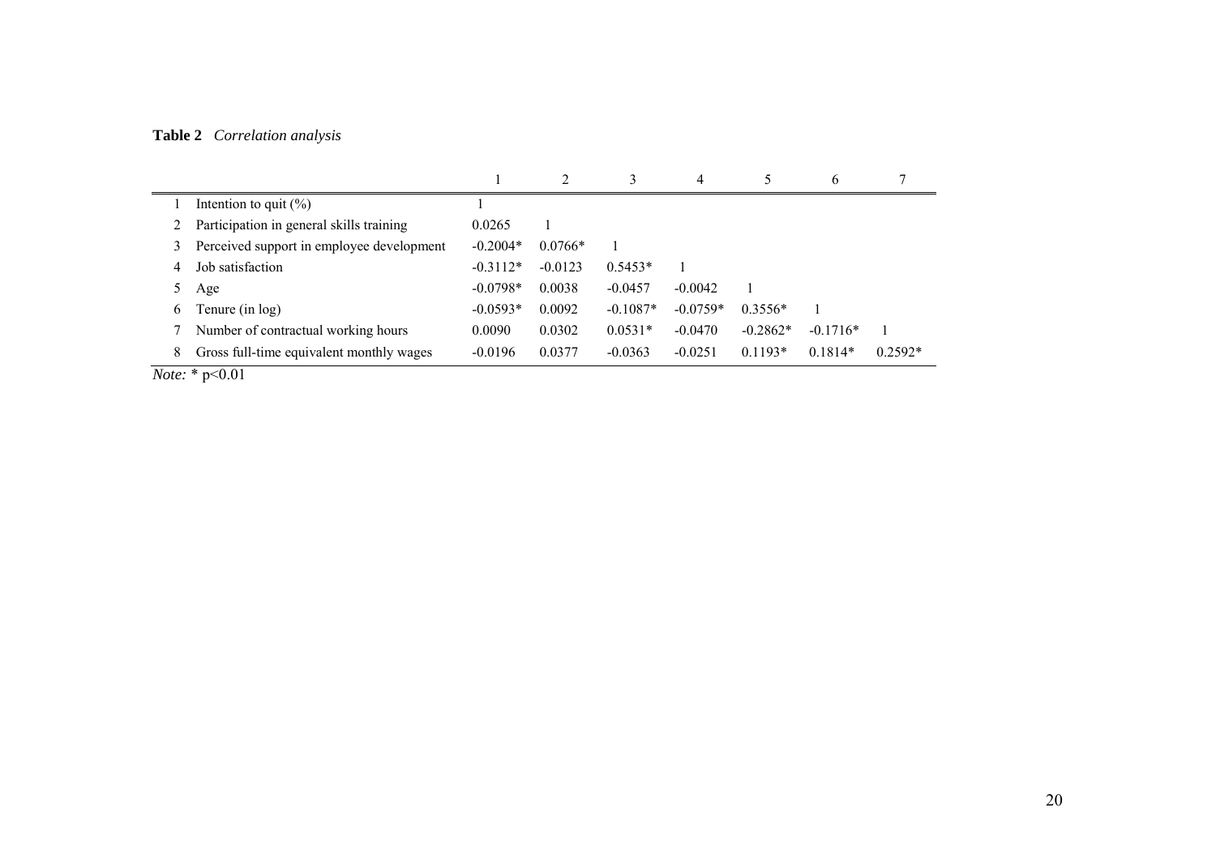**Table 2** *Correlation analysis*

| | | 1 | 2 | 3 | 4 | 5 | 6 | 7 |
|---|---|---|---|---|---|---|---|---|
| 1 | Intention to quit (%) | 1 | | | | | | |
| 2 | Participation in general skills training | 0.0265 | 1 | | | | | |
| 3 | Perceived support in employee development | -0.2004* | 0.0766* | 1 | | | | |
| 4 | Job satisfaction | -0.3112* | -0.0123 | 0.5453* | 1 | | | |
| 5 | Age | -0.0798* | 0.0038 | -0.0457 | -0.0042 | 1 | | |
| 6 | Tenure (in log) | -0.0593* | 0.0092 | -0.1087* | -0.0759* | 0.3556* | 1 | |
| 7 | Number of contractual working hours | 0.0090 | 0.0302 | 0.0531* | -0.0470 | -0.2862* | -0.1716* | 1 |
| 8 | Gross full-time equivalent monthly wages | -0.0196 | 0.0377 | -0.0363 | -0.0251 | 0.1193* | 0.1814* | 0.2592* |

*Note:* * $p<0.01$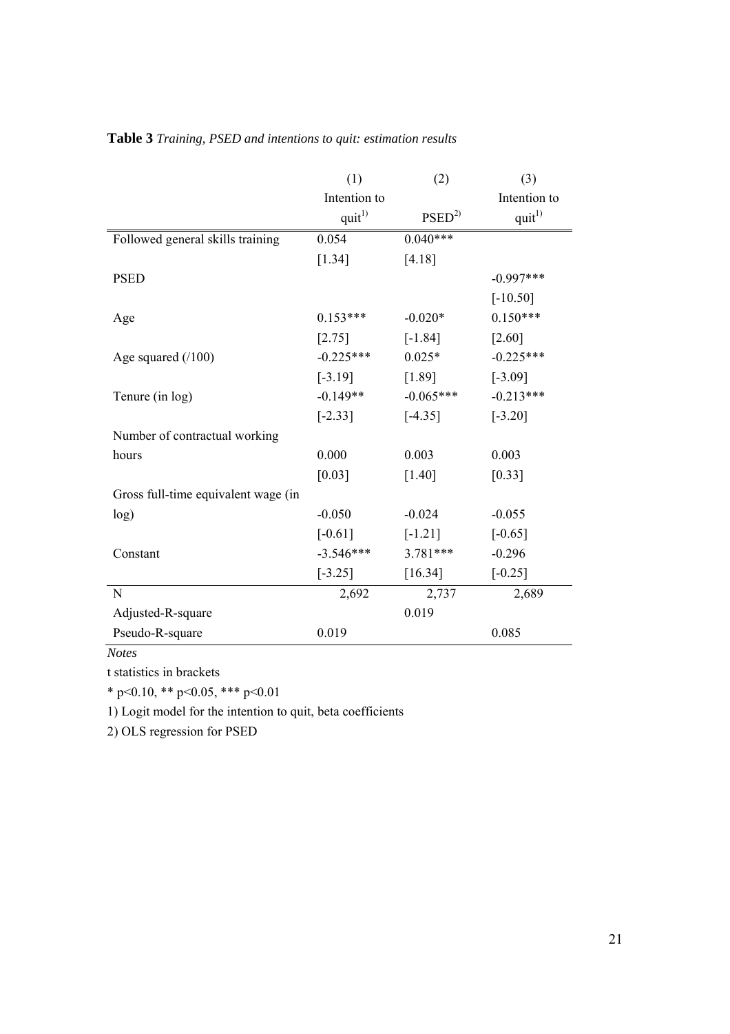**Table 3** *Training, PSED and intentions to quit: estimation results*

| | (1) Intention to quit[1)] | (2) PSED[2)] | (3) Intention to quit[1)] |
|---|---|---|---|
| Followed general skills training | 0.054 | 0.040*** | |
| | [1.34] | [4.18] | |
| PSED | | | -0.997*** |
| | | | [-10.50] |
| Age | 0.153*** | -0.020* | 0.150*** |
| | [2.75] | [-1.84] | [2.60] |
| Age squared (/100) | -0.225*** | 0.025* | -0.225*** |
| | [-3.19] | [1.89] | [-3.09] |
| Tenure (in log) | -0.149** | -0.065*** | -0.213*** |
| | [-2.33] | [-4.35] | [-3.20] |
| Number of contractual working hours | 0.000 | 0.003 | 0.003 |
| | [0.03] | [1.40] | [0.33] |
| Gross full-time equivalent wage (in log) | -0.050 | -0.024 | -0.055 |
| | [-0.61] | [-1.21] | [-0.65] |
| Constant | -3.546*** | 3.781*** | -0.296 |
| | [-3.25] | [16.34] | [-0.25] |
| N | 2,692 | 2,737 | 2,689 |
| Adjusted-R-square | | 0.019 | |
| Pseudo-R-square | 0.019 | | 0.085 |

*Notes*

t statistics in brackets

* $p<0.10$, ** $p<0.05$, *** $p<0.01$

1) Logit model for the intention to quit, beta coefficients

2) OLS regression for PSED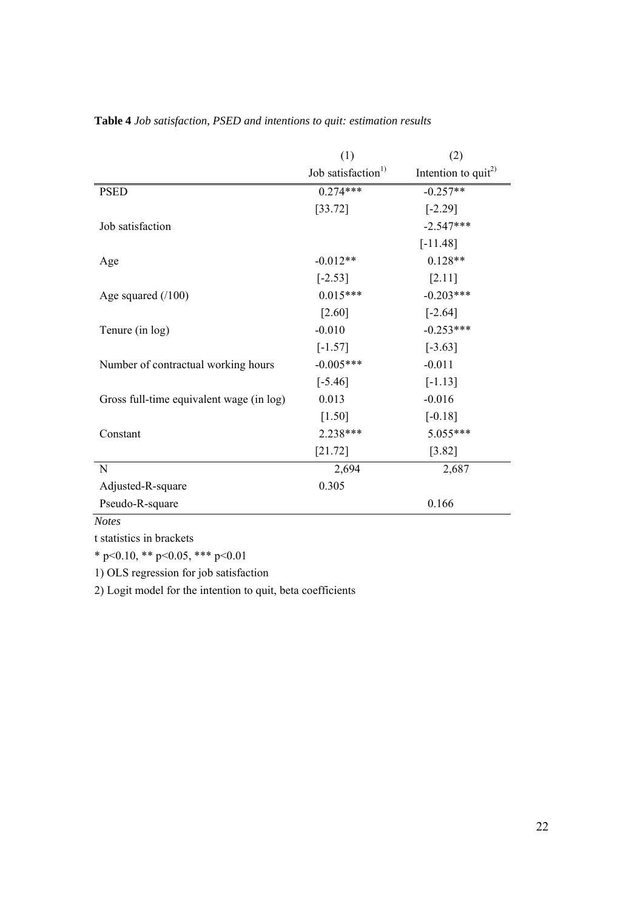**Table 4** *Job satisfaction, PSED and intentions to quit: estimation results*

| | (1) | (2) |
|---|---|---|
| | Job satisfaction[1)] | Intention to quit[2)] |
| PSED | 0.274*** | -0.257** |
| | [33.72] | [-2.29] |
| Job satisfaction | | -2.547*** |
| | | [-11.48] |
| Age | -0.012** | 0.128** |
| | [-2.53] | [2.11] |
| Age squared (/100) | 0.015*** | -0.203*** |
| | [2.60] | [-2.64] |
| Tenure (in log) | -0.010 | -0.253*** |
| | [-1.57] | [-3.63] |
| Number of contractual working hours | -0.005*** | -0.011 |
| | [-5.46] | [-1.13] |
| Gross full-time equivalent wage (in log) | 0.013 | -0.016 |
| | [1.50] | [-0.18] |
| Constant | 2.238*** | 5.055*** |
| | [21.72] | [3.82] |
| N | 2,694 | 2,687 |
| Adjusted-R-square | 0.305 | |
| Pseudo-R-square | | 0.166 |

*Notes*

t statistics in brackets

* p<0.10, ** p<0.05, *** p<0.01

1) OLS regression for job satisfaction

2) Logit model for the intention to quit, beta coefficients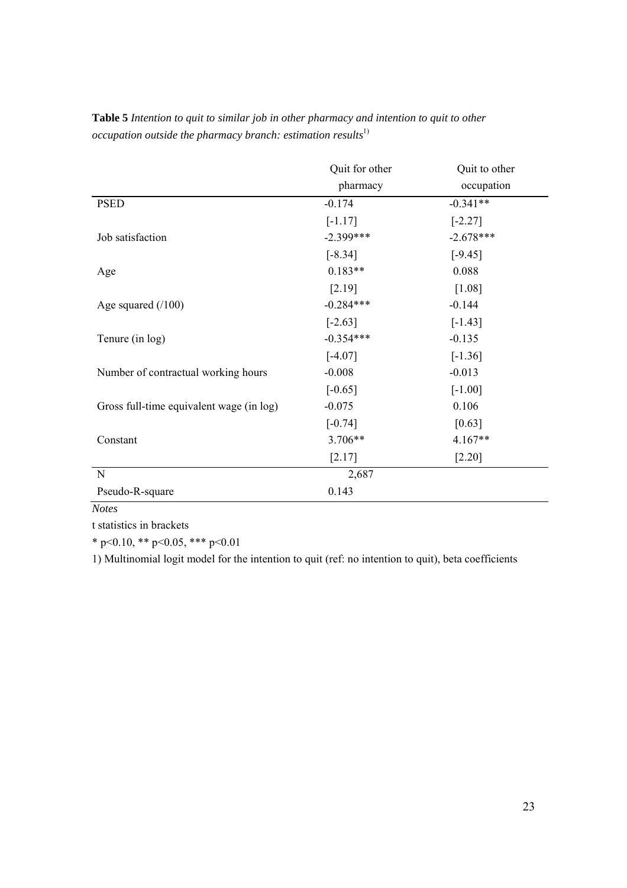**Table 5** *Intention to quit to similar job in other pharmacy and intention to quit to other occupation outside the pharmacy branch: estimation results*[1)]

| | Quit for other pharmacy | Quit to other occupation |
|---|---|---|
| PSED | -0.174 | -0.341** |
| | [-1.17] | [-2.27] |
| Job satisfaction | -2.399*** | -2.678*** |
| | [-8.34] | [-9.45] |
| Age | 0.183** | 0.088 |
| | [2.19] | [1.08] |
| Age squared (/100) | -0.284*** | -0.144 |
| | [-2.63] | [-1.43] |
| Tenure (in log) | -0.354*** | -0.135 |
| | [-4.07] | [-1.36] |
| Number of contractual working hours | -0.008 | -0.013 |
| | [-0.65] | [-1.00] |
| Gross full-time equivalent wage (in log) | -0.075 | 0.106 |
| | [-0.74] | [0.63] |
| Constant | 3.706** | 4.167** |
| | [2.17] | [2.20] |
| N | 2,687 | |
| Pseudo-R-square | 0.143 | |

*Notes*

t statistics in brackets

* $p<0.10$, ** $p<0.05$, *** $p<0.01$

1) Multinomial logit model for the intention to quit (ref: no intention to quit), beta coefficients